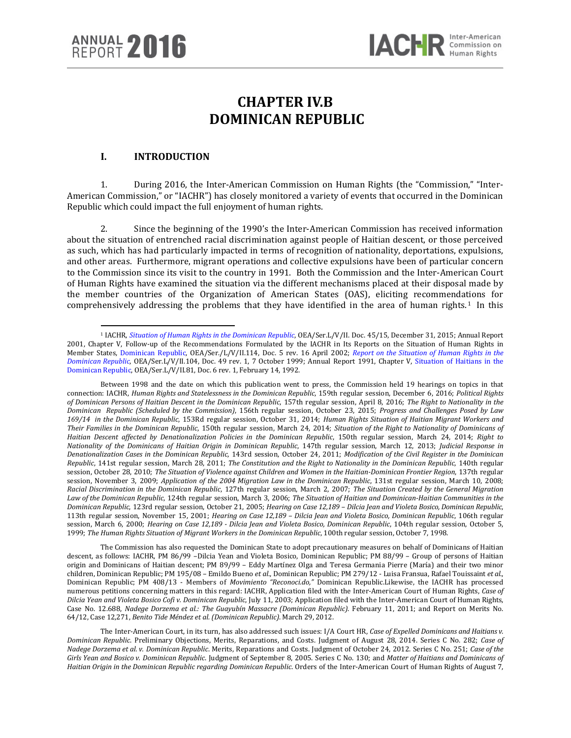# CHAPTER IV.B
# DOMINICAN REPUBLIC

## I. INTRODUCTION

1. During 2016, the Inter-American Commission on Human Rights (the "Commission," "Inter-American Commission," or "IACHR") has closely monitored a variety of events that occurred in the Dominican Republic which could impact the full enjoyment of human rights.

2. Since the beginning of the 1990's the Inter-American Commission has received information about the situation of entrenched racial discrimination against people of Haitian descent, or those perceived as such, which has had particularly impacted in terms of recognition of nationality, deportations, expulsions, and other areas. Furthermore, migrant operations and collective expulsions have been of particular concern to the Commission since its visit to the country in 1991. Both the Commission and the Inter-American Court of Human Rights have examined the situation via the different mechanisms placed at their disposal made by the member countries of the Organization of American States (OAS), eliciting recommendations for comprehensively addressing the problems that they have identified in the area of human rights.[1] In this

---

[1] IACHR, *Situation of Human Rights in the Dominican Republic*, OEA/Ser.L/V/II. Doc. 45/15, December 31, 2015; Annual Report 2001, Chapter V, Follow-up of the Recommendations Formulated by the IACHR In Its Reports on the Situation of Human Rights in Member States, Dominican Republic, OEA/Ser./L/V/II.114, Doc. 5 rev. 16 April 2002; *Report on the Situation of Human Rights in the Dominican Republic*, OEA/Ser.L/V/II.104, Doc. 49 rev. 1, 7 October 1999; Annual Report 1991, Chapter V, Situation of Haitians in the Dominican Republic, OEA/Ser.L/V/II.81, Doc. 6 rev. 1, February 14, 1992.

Between 1998 and the date on which this publication went to press, the Commission held 19 hearings on topics in that connection: IACHR, *Human Rights and Statelessness in the Dominican Republic*, 159th regular session, December 6, 2016; *Political Rights of Dominican Persons of Haitian Descent in the Dominican Republic*, 157th regular session, April 8, 2016; *The Right to Nationality in the Dominican Republic (Scheduled by the Commission)*, 156th regular session, October 23, 2015; *Progress and Challenges Posed by Law 169/14 in the Dominican Republic*, 153Rd regular session, October 31, 2014; *Human Rights Situation of Haitian Migrant Workers and Their Families in the Dominican Republic*, 150th regular session, March 24, 2014; *Situation of the Right to Nationality of Dominicans of Haitian Descent affected by Denationalization Policies in the Dominican Republic*, 150th regular session, March 24, 2014; *Right to Nationality of the Dominicans of Haitian Origin in Dominican Republic*, 147th regular session, March 12, 2013; *Judicial Response in Denationalization Cases in the Dominican Republic*, 143rd session, October 24, 2011; *Modification of the Civil Register in the Dominican Republic*, 141st regular session, March 28, 2011; *The Constitution and the Right to Nationality in the Dominican Republic*, 140th regular session, October 28, 2010; *The Situation of Violence against Children and Women in the Haitian-Dominican Frontier Region*, 137th regular session, November 3, 2009; *Application of the 2004 Migration Law in the Dominican Republic*, 131st regular session, March 10, 2008; *Racial Discrimination in the Dominican Republic*, 127th regular session, March 2, 2007; *The Situation Created by the General Migration Law of the Dominican Republic*, 124th regular session, March 3, 2006; *The Situation of Haitian and Dominican-Haitian Communities in the Dominican Republic*, 123rd regular session, October 21, 2005; *Hearing on Case 12,189 – Dilcia Jean and Violeta Bosico, Dominican Republic*, 113th regular session, November 15, 2001; *Hearing on Case 12,189 – Dilcia Jean and Violeta Bosico, Dominican Republic*, 106th regular session, March 6, 2000; *Hearing on Case 12,189 - Dilcia Jean and Violeta Bosico, Dominican Republic*, 104th regular session, October 5, 1999; *The Human Rights Situation of Migrant Workers in the Dominican Republic*, 100th regular session, October 7, 1998.

The Commission has also requested the Dominican State to adopt precautionary measures on behalf of Dominicans of Haitian descent, as follows: IACHR, PM 86/99 –Dilcia Yean and Violeta Bosico, Dominican Republic; PM 88/99 – Group of persons of Haitian origin and Dominicans of Haitian descent; PM 89/99 – Eddy Martínez Olga and Teresa Germania Pierre (María) and their two minor children, Dominican Republic; PM 195/08 – Emildo Bueno *et al*., Dominican Republic; PM 279/12 - Luisa Fransua, Rafael Touissaint *et al*., Dominican Republic; PM 408/13 - Members of *Movimiento "Reconoci.do,"* Dominican Republic.Likewise, the IACHR has processed numerous petitions concerning matters in this regard: IACHR, Application filed with the Inter-American Court of Human Rights, *Case of Dilcia Yean and Violeta Bosico Cofi v. Dominican Republic*, July 11, 2003; Application filed with the Inter-American Court of Human Rights, Case No. 12.688, *Nadege Dorzema et al.: The Guayubín Massacre (Dominican Republic)*. February 11, 2011; and Report on Merits No. 64/12, Case 12,271, *Benito Tide Méndez et al. (Dominican Republic)*. March 29, 2012.

The Inter-American Court, in its turn, has also addressed such issues: I/A Court HR, *Case of Expelled Dominicans and Haitians v. Dominican Republic*. Preliminary Objections, Merits, Reparations, and Costs. Judgment of August 28, 2014. Series C No. 282; *Case of Nadege Dorzema et al. v. Dominican Republic*. Merits, Reparations and Costs. Judgment of October 24, 2012. Series C No. 251; *Case of the Girls Yean and Bosico v. Dominican Republic*. Judgment of September 8, 2005. Series C No. 130; and *Matter of Haitians and Dominicans of Haitian Origin in the Dominican Republic regarding Dominican Republic*. Orders of the Inter-American Court of Human Rights of August 7,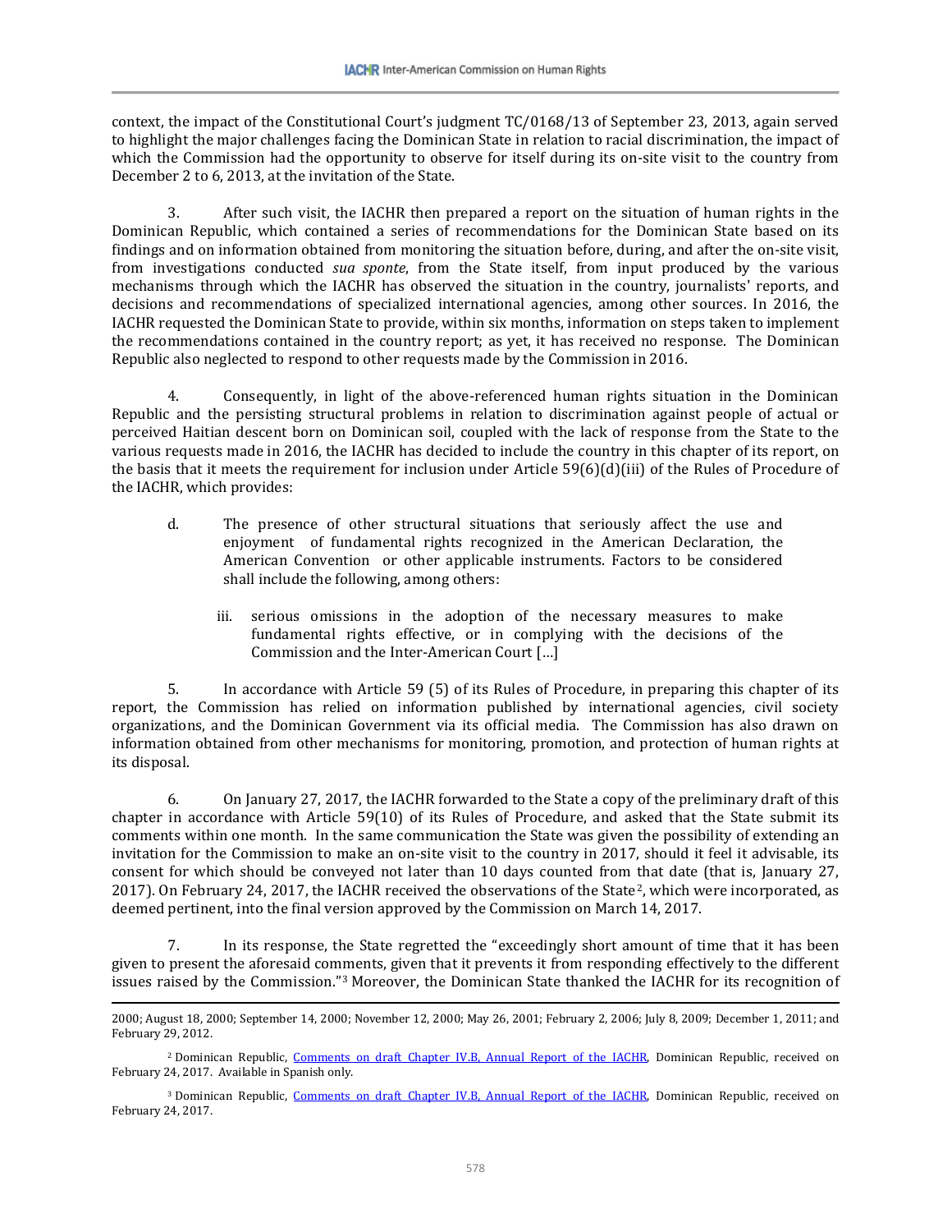context, the impact of the Constitutional Court's judgment TC/0168/13 of September 23, 2013, again served to highlight the major challenges facing the Dominican State in relation to racial discrimination, the impact of which the Commission had the opportunity to observe for itself during its on-site visit to the country from December 2 to 6, 2013, at the invitation of the State.

3. After such visit, the IACHR then prepared a report on the situation of human rights in the Dominican Republic, which contained a series of recommendations for the Dominican State based on its findings and on information obtained from monitoring the situation before, during, and after the on-site visit, from investigations conducted *sua sponte*, from the State itself, from input produced by the various mechanisms through which the IACHR has observed the situation in the country, journalists' reports, and decisions and recommendations of specialized international agencies, among other sources. In 2016, the IACHR requested the Dominican State to provide, within six months, information on steps taken to implement the recommendations contained in the country report; as yet, it has received no response. The Dominican Republic also neglected to respond to other requests made by the Commission in 2016.

4. Consequently, in light of the above-referenced human rights situation in the Dominican Republic and the persisting structural problems in relation to discrimination against people of actual or perceived Haitian descent born on Dominican soil, coupled with the lack of response from the State to the various requests made in 2016, the IACHR has decided to include the country in this chapter of its report, on the basis that it meets the requirement for inclusion under Article 59(6)(d)(iii) of the Rules of Procedure of the IACHR, which provides:

> d. The presence of other structural situations that seriously affect the use and enjoyment of fundamental rights recognized in the American Declaration, the American Convention or other applicable instruments. Factors to be considered shall include the following, among others:
>
> iii. serious omissions in the adoption of the necessary measures to make fundamental rights effective, or in complying with the decisions of the Commission and the Inter-American Court […]

5. In accordance with Article 59 (5) of its Rules of Procedure, in preparing this chapter of its report, the Commission has relied on information published by international agencies, civil society organizations, and the Dominican Government via its official media. The Commission has also drawn on information obtained from other mechanisms for monitoring, promotion, and protection of human rights at its disposal.

6. On January 27, 2017, the IACHR forwarded to the State a copy of the preliminary draft of this chapter in accordance with Article 59(10) of its Rules of Procedure, and asked that the State submit its comments within one month. In the same communication the State was given the possibility of extending an invitation for the Commission to make an on-site visit to the country in 2017, should it feel it advisable, its consent for which should be conveyed not later than 10 days counted from that date (that is, January 27, 2017). On February 24, 2017, the IACHR received the observations of the State[2], which were incorporated, as deemed pertinent, into the final version approved by the Commission on March 14, 2017.

7. In its response, the State regretted the "exceedingly short amount of time that it has been given to present the aforesaid comments, given that it prevents it from responding effectively to the different issues raised by the Commission."[3] Moreover, the Dominican State thanked the IACHR for its recognition of

---

2000; August 18, 2000; September 14, 2000; November 12, 2000; May 26, 2001; February 2, 2006; July 8, 2009; December 1, 2011; and February 29, 2012.

[2] Dominican Republic, Comments on draft Chapter IV.B, Annual Report of the IACHR, Dominican Republic, received on February 24, 2017. Available in Spanish only.

[3] Dominican Republic, Comments on draft Chapter IV.B, Annual Report of the IACHR, Dominican Republic, received on February 24, 2017.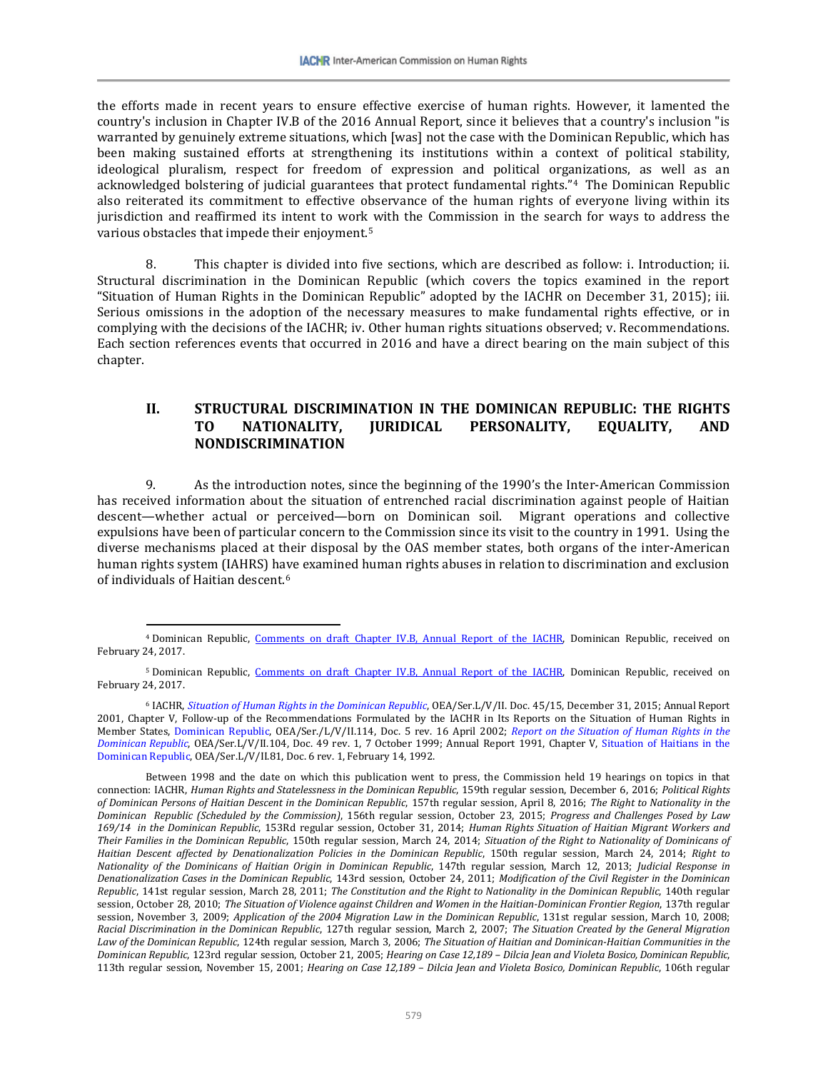the efforts made in recent years to ensure effective exercise of human rights. However, it lamented the country's inclusion in Chapter IV.B of the 2016 Annual Report, since it believes that a country's inclusion "is warranted by genuinely extreme situations, which [was] not the case with the Dominican Republic, which has been making sustained efforts at strengthening its institutions within a context of political stability, ideological pluralism, respect for freedom of expression and political organizations, as well as an acknowledged bolstering of judicial guarantees that protect fundamental rights."[4] The Dominican Republic also reiterated its commitment to effective observance of the human rights of everyone living within its jurisdiction and reaffirmed its intent to work with the Commission in the search for ways to address the various obstacles that impede their enjoyment.[5]

8. This chapter is divided into five sections, which are described as follow: i. Introduction; ii. Structural discrimination in the Dominican Republic (which covers the topics examined in the report "Situation of Human Rights in the Dominican Republic" adopted by the IACHR on December 31, 2015); iii. Serious omissions in the adoption of the necessary measures to make fundamental rights effective, or in complying with the decisions of the IACHR; iv. Other human rights situations observed; v. Recommendations. Each section references events that occurred in 2016 and have a direct bearing on the main subject of this chapter.

## II. STRUCTURAL DISCRIMINATION IN THE DOMINICAN REPUBLIC: THE RIGHTS TO NATIONALITY, JURIDICAL PERSONALITY, EQUALITY, AND NONDISCRIMINATION

9. As the introduction notes, since the beginning of the 1990's the Inter-American Commission has received information about the situation of entrenched racial discrimination against people of Haitian descent—whether actual or perceived—born on Dominican soil. Migrant operations and collective expulsions have been of particular concern to the Commission since its visit to the country in 1991. Using the diverse mechanisms placed at their disposal by the OAS member states, both organs of the inter-American human rights system (IAHRS) have examined human rights abuses in relation to discrimination and exclusion of individuals of Haitian descent.[6]

---

[4] Dominican Republic, Comments on draft Chapter IV.B, Annual Report of the IACHR, Dominican Republic, received on February 24, 2017.

[5] Dominican Republic, Comments on draft Chapter IV.B, Annual Report of the IACHR, Dominican Republic, received on February 24, 2017.

[6] IACHR, *Situation of Human Rights in the Dominican Republic*, OEA/Ser.L/V/II. Doc. 45/15, December 31, 2015; Annual Report 2001, Chapter V, Follow-up of the Recommendations Formulated by the IACHR in Its Reports on the Situation of Human Rights in Member States, Dominican Republic, OEA/Ser./L/V/II.114, Doc. 5 rev. 16 April 2002; *Report on the Situation of Human Rights in the Dominican Republic*, OEA/Ser.L/V/II.104, Doc. 49 rev. 1, 7 October 1999; Annual Report 1991, Chapter V, Situation of Haitians in the Dominican Republic, OEA/Ser.L/V/II.81, Doc. 6 rev. 1, February 14, 1992.

Between 1998 and the date on which this publication went to press, the Commission held 19 hearings on topics in that connection: IACHR, *Human Rights and Statelessness in the Dominican Republic*, 159th regular session, December 6, 2016; *Political Rights of Dominican Persons of Haitian Descent in the Dominican Republic*, 157th regular session, April 8, 2016; *The Right to Nationality in the Dominican Republic (Scheduled by the Commission)*, 156th regular session, October 23, 2015; *Progress and Challenges Posed by Law 169/14 in the Dominican Republic*, 153Rd regular session, October 31, 2014; *Human Rights Situation of Haitian Migrant Workers and Their Families in the Dominican Republic*, 150th regular session, March 24, 2014; *Situation of the Right to Nationality of Dominicans of Haitian Descent affected by Denationalization Policies in the Dominican Republic*, 150th regular session, March 24, 2014; *Right to Nationality of the Dominicans of Haitian Origin in Dominican Republic*, 147th regular session, March 12, 2013; *Judicial Response in Denationalization Cases in the Dominican Republic*, 143rd session, October 24, 2011; *Modification of the Civil Register in the Dominican Republic*, 141st regular session, March 28, 2011; *The Constitution and the Right to Nationality in the Dominican Republic*, 140th regular session, October 28, 2010; *The Situation of Violence against Children and Women in the Haitian-Dominican Frontier Region*, 137th regular session, November 3, 2009; *Application of the 2004 Migration Law in the Dominican Republic*, 131st regular session, March 10, 2008; *Racial Discrimination in the Dominican Republic*, 127th regular session, March 2, 2007; *The Situation Created by the General Migration Law of the Dominican Republic*, 124th regular session, March 3, 2006; *The Situation of Haitian and Dominican-Haitian Communities in the Dominican Republic*, 123rd regular session, October 21, 2005; *Hearing on Case 12,189 – Dilcia Jean and Violeta Bosico, Dominican Republic*, 113th regular session, November 15, 2001; *Hearing on Case 12,189 – Dilcia Jean and Violeta Bosico, Dominican Republic*, 106th regular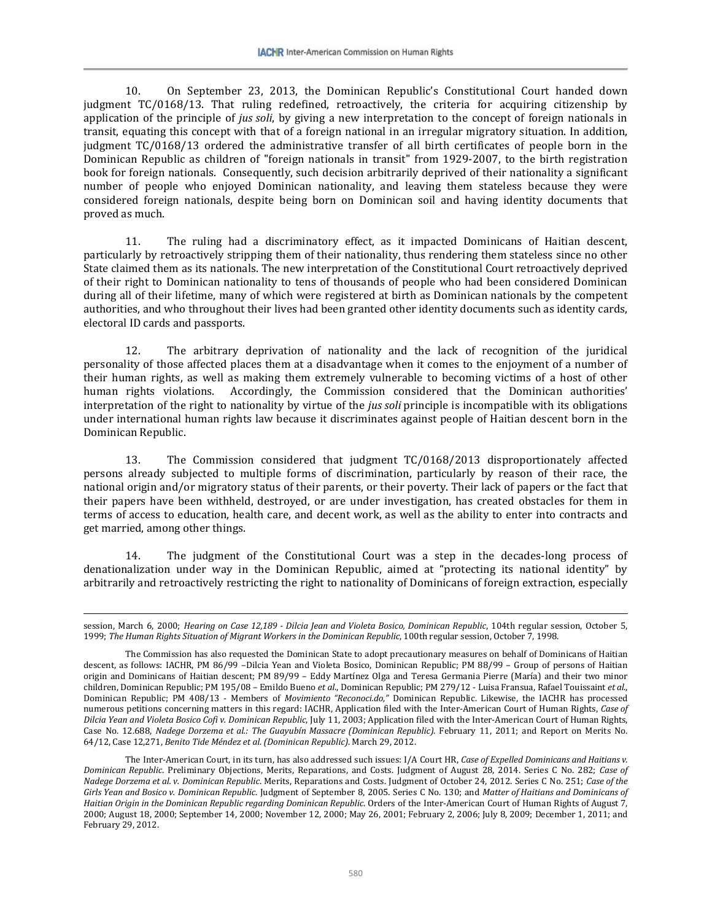10. On September 23, 2013, the Dominican Republic's Constitutional Court handed down judgment TC/0168/13. That ruling redefined, retroactively, the criteria for acquiring citizenship by application of the principle of *jus soli*, by giving a new interpretation to the concept of foreign nationals in transit, equating this concept with that of a foreign national in an irregular migratory situation. In addition, judgment TC/0168/13 ordered the administrative transfer of all birth certificates of people born in the Dominican Republic as children of "foreign nationals in transit" from 1929-2007, to the birth registration book for foreign nationals. Consequently, such decision arbitrarily deprived of their nationality a significant number of people who enjoyed Dominican nationality, and leaving them stateless because they were considered foreign nationals, despite being born on Dominican soil and having identity documents that proved as much.

11. The ruling had a discriminatory effect, as it impacted Dominicans of Haitian descent, particularly by retroactively stripping them of their nationality, thus rendering them stateless since no other State claimed them as its nationals. The new interpretation of the Constitutional Court retroactively deprived of their right to Dominican nationality to tens of thousands of people who had been considered Dominican during all of their lifetime, many of which were registered at birth as Dominican nationals by the competent authorities, and who throughout their lives had been granted other identity documents such as identity cards, electoral ID cards and passports.

12. The arbitrary deprivation of nationality and the lack of recognition of the juridical personality of those affected places them at a disadvantage when it comes to the enjoyment of a number of their human rights, as well as making them extremely vulnerable to becoming victims of a host of other human rights violations. Accordingly, the Commission considered that the Dominican authorities' interpretation of the right to nationality by virtue of the *jus soli* principle is incompatible with its obligations under international human rights law because it discriminates against people of Haitian descent born in the Dominican Republic.

13. The Commission considered that judgment TC/0168/2013 disproportionately affected persons already subjected to multiple forms of discrimination, particularly by reason of their race, the national origin and/or migratory status of their parents, or their poverty. Their lack of papers or the fact that their papers have been withheld, destroyed, or are under investigation, has created obstacles for them in terms of access to education, health care, and decent work, as well as the ability to enter into contracts and get married, among other things.

14. The judgment of the Constitutional Court was a step in the decades-long process of denationalization under way in the Dominican Republic, aimed at "protecting its national identity" by arbitrarily and retroactively restricting the right to nationality of Dominicans of foreign extraction, especially

---

session, March 6, 2000; *Hearing on Case 12,189 - Dilcia Jean and Violeta Bosico, Dominican Republic*, 104th regular session, October 5, 1999; *The Human Rights Situation of Migrant Workers in the Dominican Republic*, 100th regular session, October 7, 1998.

The Commission has also requested the Dominican State to adopt precautionary measures on behalf of Dominicans of Haitian descent, as follows: IACHR, PM 86/99 –Dilcia Yean and Violeta Bosico, Dominican Republic; PM 88/99 – Group of persons of Haitian origin and Dominicans of Haitian descent; PM 89/99 – Eddy Martínez Olga and Teresa Germania Pierre (María) and their two minor children, Dominican Republic; PM 195/08 – Emildo Bueno *et al.*, Dominican Republic; PM 279/12 - Luisa Fransua, Rafael Touissaint *et al.*, Dominican Republic; PM 408/13 - Members of *Movimiento "Reconoci.do,"* Dominican Republic. Likewise, the IACHR has processed numerous petitions concerning matters in this regard: IACHR, Application filed with the Inter-American Court of Human Rights, *Case of Dilcia Yean and Violeta Bosico Cofi v. Dominican Republic*, July 11, 2003; Application filed with the Inter-American Court of Human Rights, Case No. 12.688, *Nadege Dorzema et al.: The Guayubín Massacre (Dominican Republic)*. February 11, 2011; and Report on Merits No. 64/12, Case 12,271, *Benito Tide Méndez et al. (Dominican Republic)*. March 29, 2012.

The Inter-American Court, in its turn, has also addressed such issues: I/A Court HR, *Case of Expelled Dominicans and Haitians v. Dominican Republic*. Preliminary Objections, Merits, Reparations, and Costs. Judgment of August 28, 2014. Series C No. 282; *Case of Nadege Dorzema et al. v. Dominican Republic*. Merits, Reparations and Costs. Judgment of October 24, 2012. Series C No. 251; *Case of the Girls Yean and Bosico v. Dominican Republic*. Judgment of September 8, 2005. Series C No. 130; and *Matter of Haitians and Dominicans of Haitian Origin in the Dominican Republic regarding Dominican Republic*. Orders of the Inter-American Court of Human Rights of August 7, 2000; August 18, 2000; September 14, 2000; November 12, 2000; May 26, 2001; February 2, 2006; July 8, 2009; December 1, 2011; and February 29, 2012.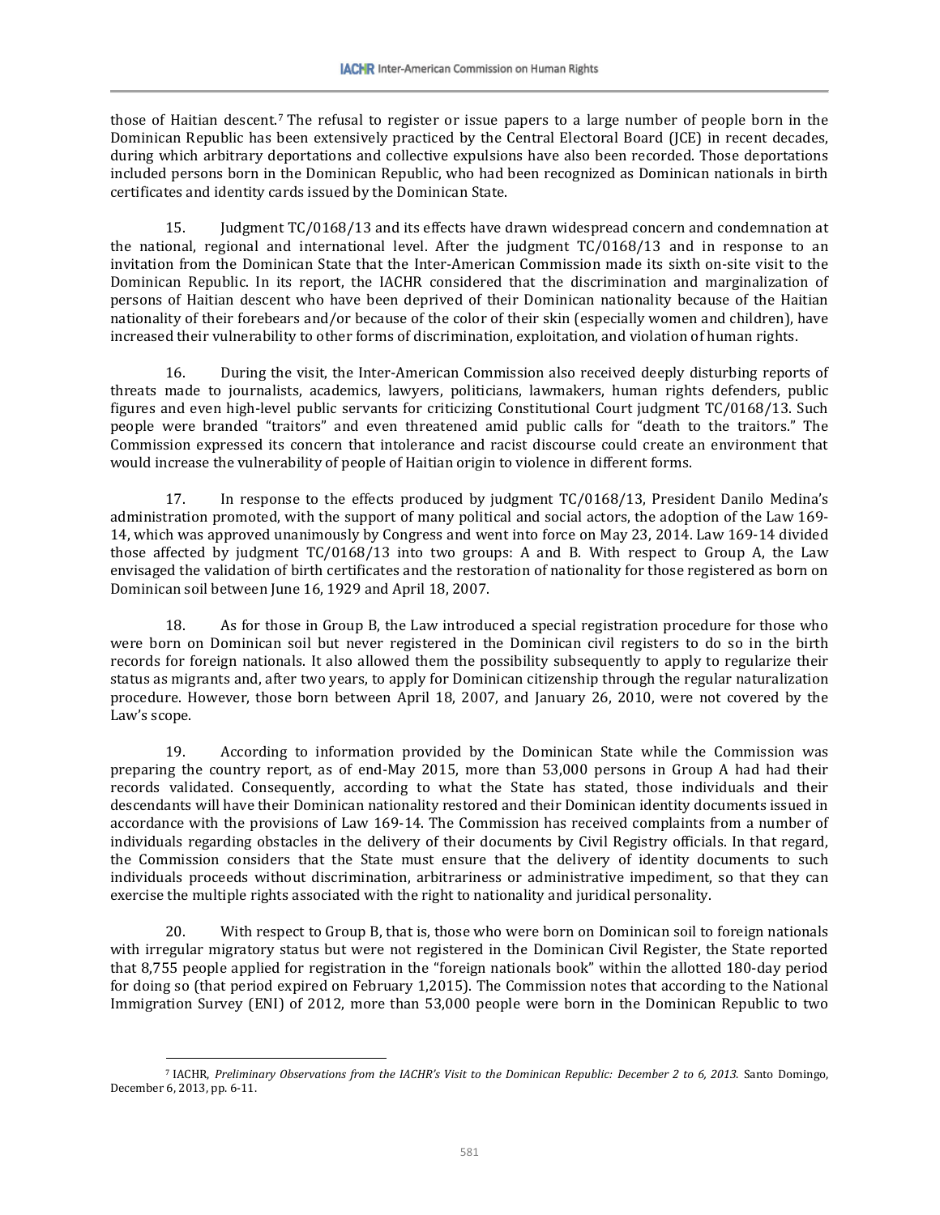those of Haitian descent.[7] The refusal to register or issue papers to a large number of people born in the Dominican Republic has been extensively practiced by the Central Electoral Board (JCE) in recent decades, during which arbitrary deportations and collective expulsions have also been recorded. Those deportations included persons born in the Dominican Republic, who had been recognized as Dominican nationals in birth certificates and identity cards issued by the Dominican State.

15. Judgment TC/0168/13 and its effects have drawn widespread concern and condemnation at the national, regional and international level. After the judgment TC/0168/13 and in response to an invitation from the Dominican State that the Inter-American Commission made its sixth on-site visit to the Dominican Republic. In its report, the IACHR considered that the discrimination and marginalization of persons of Haitian descent who have been deprived of their Dominican nationality because of the Haitian nationality of their forebears and/or because of the color of their skin (especially women and children), have increased their vulnerability to other forms of discrimination, exploitation, and violation of human rights.

16. During the visit, the Inter-American Commission also received deeply disturbing reports of threats made to journalists, academics, lawyers, politicians, lawmakers, human rights defenders, public figures and even high-level public servants for criticizing Constitutional Court judgment TC/0168/13. Such people were branded "traitors" and even threatened amid public calls for "death to the traitors." The Commission expressed its concern that intolerance and racist discourse could create an environment that would increase the vulnerability of people of Haitian origin to violence in different forms.

17. In response to the effects produced by judgment TC/0168/13, President Danilo Medina's administration promoted, with the support of many political and social actors, the adoption of the Law 169-14, which was approved unanimously by Congress and went into force on May 23, 2014. Law 169-14 divided those affected by judgment TC/0168/13 into two groups: A and B. With respect to Group A, the Law envisaged the validation of birth certificates and the restoration of nationality for those registered as born on Dominican soil between June 16, 1929 and April 18, 2007.

18. As for those in Group B, the Law introduced a special registration procedure for those who were born on Dominican soil but never registered in the Dominican civil registers to do so in the birth records for foreign nationals. It also allowed them the possibility subsequently to apply to regularize their status as migrants and, after two years, to apply for Dominican citizenship through the regular naturalization procedure. However, those born between April 18, 2007, and January 26, 2010, were not covered by the Law's scope.

19. According to information provided by the Dominican State while the Commission was preparing the country report, as of end-May 2015, more than 53,000 persons in Group A had had their records validated. Consequently, according to what the State has stated, those individuals and their descendants will have their Dominican nationality restored and their Dominican identity documents issued in accordance with the provisions of Law 169-14. The Commission has received complaints from a number of individuals regarding obstacles in the delivery of their documents by Civil Registry officials. In that regard, the Commission considers that the State must ensure that the delivery of identity documents to such individuals proceeds without discrimination, arbitrariness or administrative impediment, so that they can exercise the multiple rights associated with the right to nationality and juridical personality.

20. With respect to Group B, that is, those who were born on Dominican soil to foreign nationals with irregular migratory status but were not registered in the Dominican Civil Register, the State reported that 8,755 people applied for registration in the "foreign nationals book" within the allotted 180-day period for doing so (that period expired on February 1,2015). The Commission notes that according to the National Immigration Survey (ENI) of 2012, more than 53,000 people were born in the Dominican Republic to two

---

[7] IACHR, *Preliminary Observations from the IACHR's Visit to the Dominican Republic: December 2 to 6, 2013*. Santo Domingo, December 6, 2013, pp. 6-11.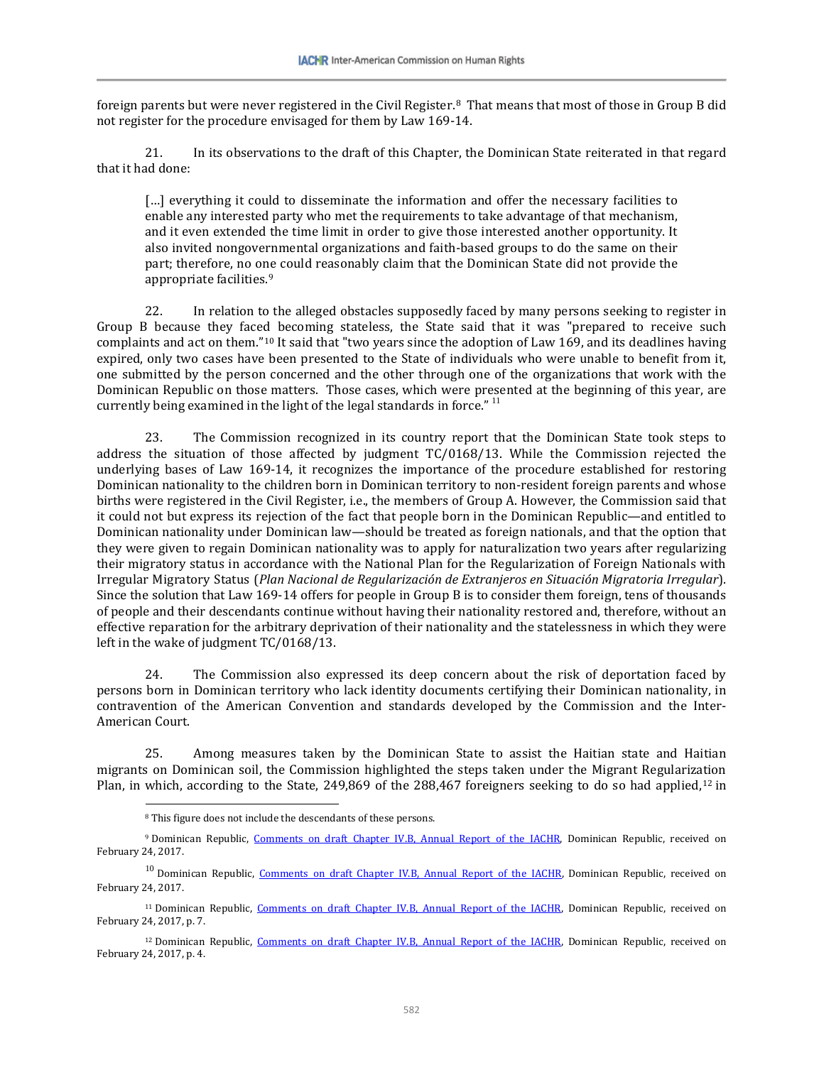foreign parents but were never registered in the Civil Register.[8] That means that most of those in Group B did not register for the procedure envisaged for them by Law 169-14.

21. In its observations to the draft of this Chapter, the Dominican State reiterated in that regard that it had done:

> […] everything it could to disseminate the information and offer the necessary facilities to enable any interested party who met the requirements to take advantage of that mechanism, and it even extended the time limit in order to give those interested another opportunity. It also invited nongovernmental organizations and faith-based groups to do the same on their part; therefore, no one could reasonably claim that the Dominican State did not provide the appropriate facilities.[9]

22. In relation to the alleged obstacles supposedly faced by many persons seeking to register in Group B because they faced becoming stateless, the State said that it was "prepared to receive such complaints and act on them."[10] It said that "two years since the adoption of Law 169, and its deadlines having expired, only two cases have been presented to the State of individuals who were unable to benefit from it, one submitted by the person concerned and the other through one of the organizations that work with the Dominican Republic on those matters. Those cases, which were presented at the beginning of this year, are currently being examined in the light of the legal standards in force." [11]

23. The Commission recognized in its country report that the Dominican State took steps to address the situation of those affected by judgment TC/0168/13. While the Commission rejected the underlying bases of Law 169-14, it recognizes the importance of the procedure established for restoring Dominican nationality to the children born in Dominican territory to non-resident foreign parents and whose births were registered in the Civil Register, i.e., the members of Group A. However, the Commission said that it could not but express its rejection of the fact that people born in the Dominican Republic—and entitled to Dominican nationality under Dominican law—should be treated as foreign nationals, and that the option that they were given to regain Dominican nationality was to apply for naturalization two years after regularizing their migratory status in accordance with the National Plan for the Regularization of Foreign Nationals with Irregular Migratory Status (*Plan Nacional de Regularización de Extranjeros en Situación Migratoria Irregular*). Since the solution that Law 169-14 offers for people in Group B is to consider them foreign, tens of thousands of people and their descendants continue without having their nationality restored and, therefore, without an effective reparation for the arbitrary deprivation of their nationality and the statelessness in which they were left in the wake of judgment TC/0168/13.

24. The Commission also expressed its deep concern about the risk of deportation faced by persons born in Dominican territory who lack identity documents certifying their Dominican nationality, in contravention of the American Convention and standards developed by the Commission and the Inter-American Court.

25. Among measures taken by the Dominican State to assist the Haitian state and Haitian migrants on Dominican soil, the Commission highlighted the steps taken under the Migrant Regularization Plan, in which, according to the State, 249,869 of the 288,467 foreigners seeking to do so had applied,[12] in

---

[8] This figure does not include the descendants of these persons.

[9] Dominican Republic, Comments on draft Chapter IV.B, Annual Report of the IACHR, Dominican Republic, received on February 24, 2017.

[10] Dominican Republic, Comments on draft Chapter IV.B, Annual Report of the IACHR, Dominican Republic, received on February 24, 2017.

[11] Dominican Republic, Comments on draft Chapter IV.B, Annual Report of the IACHR, Dominican Republic, received on February 24, 2017, p. 7.

[12] Dominican Republic, Comments on draft Chapter IV.B, Annual Report of the IACHR, Dominican Republic, received on February 24, 2017, p. 4.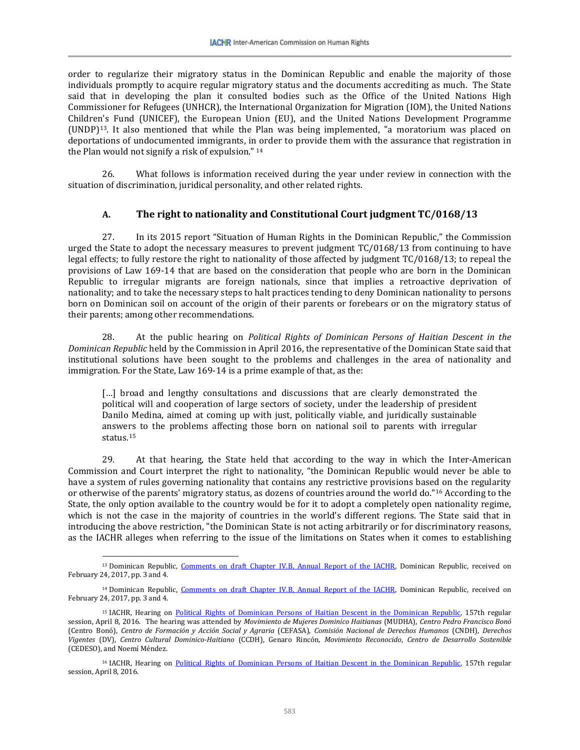order to regularize their migratory status in the Dominican Republic and enable the majority of those individuals promptly to acquire regular migratory status and the documents accrediting as much. The State said that in developing the plan it consulted bodies such as the Office of the United Nations High Commissioner for Refugees (UNHCR), the International Organization for Migration (IOM), the United Nations Children's Fund (UNICEF), the European Union (EU), and the United Nations Development Programme (UNDP)[13]. It also mentioned that while the Plan was being implemented, "a moratorium was placed on deportations of undocumented immigrants, in order to provide them with the assurance that registration in the Plan would not signify a risk of expulsion." [14]

26. What follows is information received during the year under review in connection with the situation of discrimination, juridical personality, and other related rights.

### A. The right to nationality and Constitutional Court judgment TC/0168/13

27. In its 2015 report "Situation of Human Rights in the Dominican Republic," the Commission urged the State to adopt the necessary measures to prevent judgment TC/0168/13 from continuing to have legal effects; to fully restore the right to nationality of those affected by judgment TC/0168/13; to repeal the provisions of Law 169-14 that are based on the consideration that people who are born in the Dominican Republic to irregular migrants are foreign nationals, since that implies a retroactive deprivation of nationality; and to take the necessary steps to halt practices tending to deny Dominican nationality to persons born on Dominican soil on account of the origin of their parents or forebears or on the migratory status of their parents; among other recommendations.

28. At the public hearing on *Political Rights of Dominican Persons of Haitian Descent in the Dominican Republic* held by the Commission in April 2016, the representative of the Dominican State said that institutional solutions have been sought to the problems and challenges in the area of nationality and immigration. For the State, Law 169-14 is a prime example of that, as the:

> […] broad and lengthy consultations and discussions that are clearly demonstrated the political will and cooperation of large sectors of society, under the leadership of president Danilo Medina, aimed at coming up with just, politically viable, and juridically sustainable answers to the problems affecting those born on national soil to parents with irregular status.[15]

29. At that hearing, the State held that according to the way in which the Inter-American Commission and Court interpret the right to nationality, "the Dominican Republic would never be able to have a system of rules governing nationality that contains any restrictive provisions based on the regularity or otherwise of the parents' migratory status, as dozens of countries around the world do."[16] According to the State, the only option available to the country would be for it to adopt a completely open nationality regime, which is not the case in the majority of countries in the world's different regions. The State said that in introducing the above restriction, "the Dominican State is not acting arbitrarily or for discriminatory reasons, as the IACHR alleges when referring to the issue of the limitations on States when it comes to establishing

---

[13] Dominican Republic, Comments on draft Chapter IV.B, Annual Report of the IACHR, Dominican Republic, received on February 24, 2017, pp. 3 and 4.

[14] Dominican Republic, Comments on draft Chapter IV.B, Annual Report of the IACHR, Dominican Republic, received on February 24, 2017, pp. 3 and 4.

[15] IACHR, Hearing on Political Rights of Dominican Persons of Haitian Descent in the Dominican Republic, 157th regular session, April 8, 2016. The hearing was attended by *Movimiento de Mujeres Dominico Haitianas* (MUDHA), *Centro Pedro Francisco Bonó* (Centro Bonó), *Centro de Formación y Acción Social y Agraria* (CEFASA), *Comisión Nacional de Derechos Humanos* (CNDH), *Derechos Vigentes* (DV), *Centro Cultural Dominico-Haitiano* (CCDH), Genaro Rincón, *Movimiento Reconocido*, *Centro de Desarrollo Sostenible* (CEDESO), and Noemí Méndez.

[16] IACHR, Hearing on Political Rights of Dominican Persons of Haitian Descent in the Dominican Republic, 157th regular session, April 8, 2016.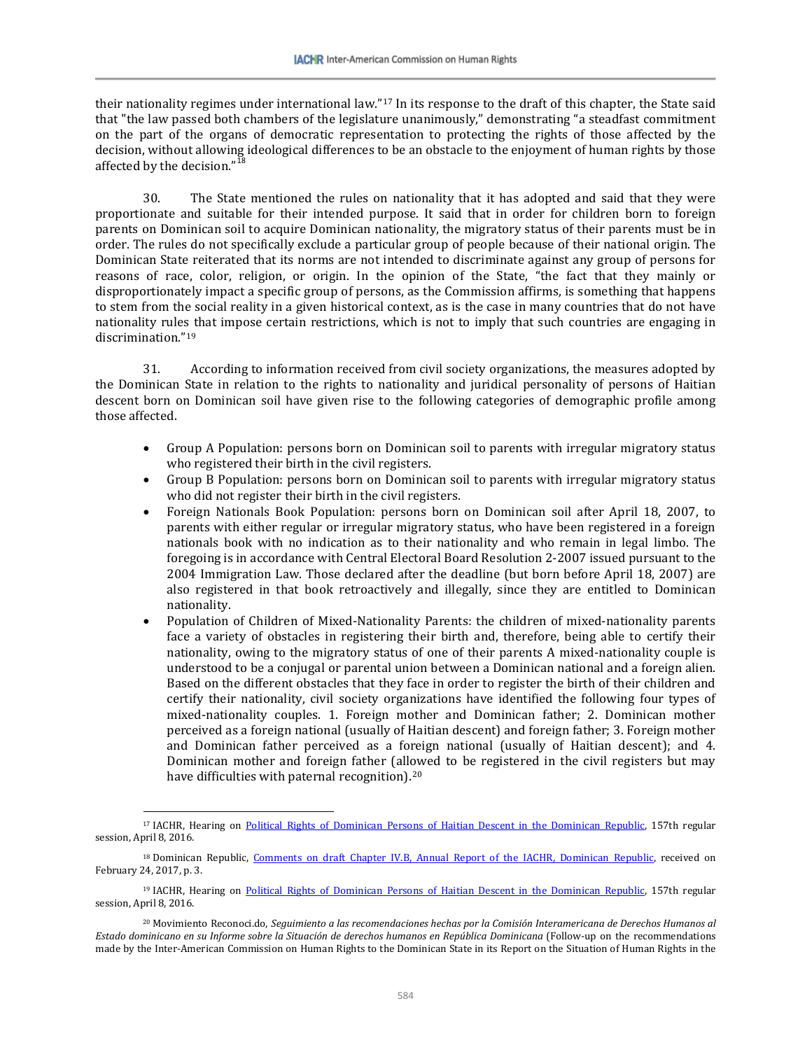their nationality regimes under international law."[17] In its response to the draft of this chapter, the State said that "the law passed both chambers of the legislature unanimously," demonstrating "a steadfast commitment on the part of the organs of democratic representation to protecting the rights of those affected by the decision, without allowing ideological differences to be an obstacle to the enjoyment of human rights by those affected by the decision."[18]

30. The State mentioned the rules on nationality that it has adopted and said that they were proportionate and suitable for their intended purpose. It said that in order for children born to foreign parents on Dominican soil to acquire Dominican nationality, the migratory status of their parents must be in order. The rules do not specifically exclude a particular group of people because of their national origin. The Dominican State reiterated that its norms are not intended to discriminate against any group of persons for reasons of race, color, religion, or origin. In the opinion of the State, "the fact that they mainly or disproportionately impact a specific group of persons, as the Commission affirms, is something that happens to stem from the social reality in a given historical context, as is the case in many countries that do not have nationality rules that impose certain restrictions, which is not to imply that such countries are engaging in discrimination."[19]

31. According to information received from civil society organizations, the measures adopted by the Dominican State in relation to the rights to nationality and juridical personality of persons of Haitian descent born on Dominican soil have given rise to the following categories of demographic profile among those affected.

- Group A Population: persons born on Dominican soil to parents with irregular migratory status who registered their birth in the civil registers.
- Group B Population: persons born on Dominican soil to parents with irregular migratory status who did not register their birth in the civil registers.
- Foreign Nationals Book Population: persons born on Dominican soil after April 18, 2007, to parents with either regular or irregular migratory status, who have been registered in a foreign nationals book with no indication as to their nationality and who remain in legal limbo. The foregoing is in accordance with Central Electoral Board Resolution 2-2007 issued pursuant to the 2004 Immigration Law. Those declared after the deadline (but born before April 18, 2007) are also registered in that book retroactively and illegally, since they are entitled to Dominican nationality.
- Population of Children of Mixed-Nationality Parents: the children of mixed-nationality parents face a variety of obstacles in registering their birth and, therefore, being able to certify their nationality, owing to the migratory status of one of their parents A mixed-nationality couple is understood to be a conjugal or parental union between a Dominican national and a foreign alien. Based on the different obstacles that they face in order to register the birth of their children and certify their nationality, civil society organizations have identified the following four types of mixed-nationality couples. 1. Foreign mother and Dominican father; 2. Dominican mother perceived as a foreign national (usually of Haitian descent) and foreign father; 3. Foreign mother and Dominican father perceived as a foreign national (usually of Haitian descent); and 4. Dominican mother and foreign father (allowed to be registered in the civil registers but may have difficulties with paternal recognition).[20]

---

[17] IACHR, Hearing on Political Rights of Dominican Persons of Haitian Descent in the Dominican Republic, 157th regular session, April 8, 2016.

[18] Dominican Republic, Comments on draft Chapter IV.B, Annual Report of the IACHR, Dominican Republic, received on February 24, 2017, p. 3.

[19] IACHR, Hearing on Political Rights of Dominican Persons of Haitian Descent in the Dominican Republic, 157th regular session, April 8, 2016.

[20] Movimiento Reconoci.do, *Seguimiento a las recomendaciones hechas por la Comisión Interamericana de Derechos Humanos al Estado dominicano en su Informe sobre la Situación de derechos humanos en República Dominicana* (Follow-up on the recommendations made by the Inter-American Commission on Human Rights to the Dominican State in its Report on the Situation of Human Rights in the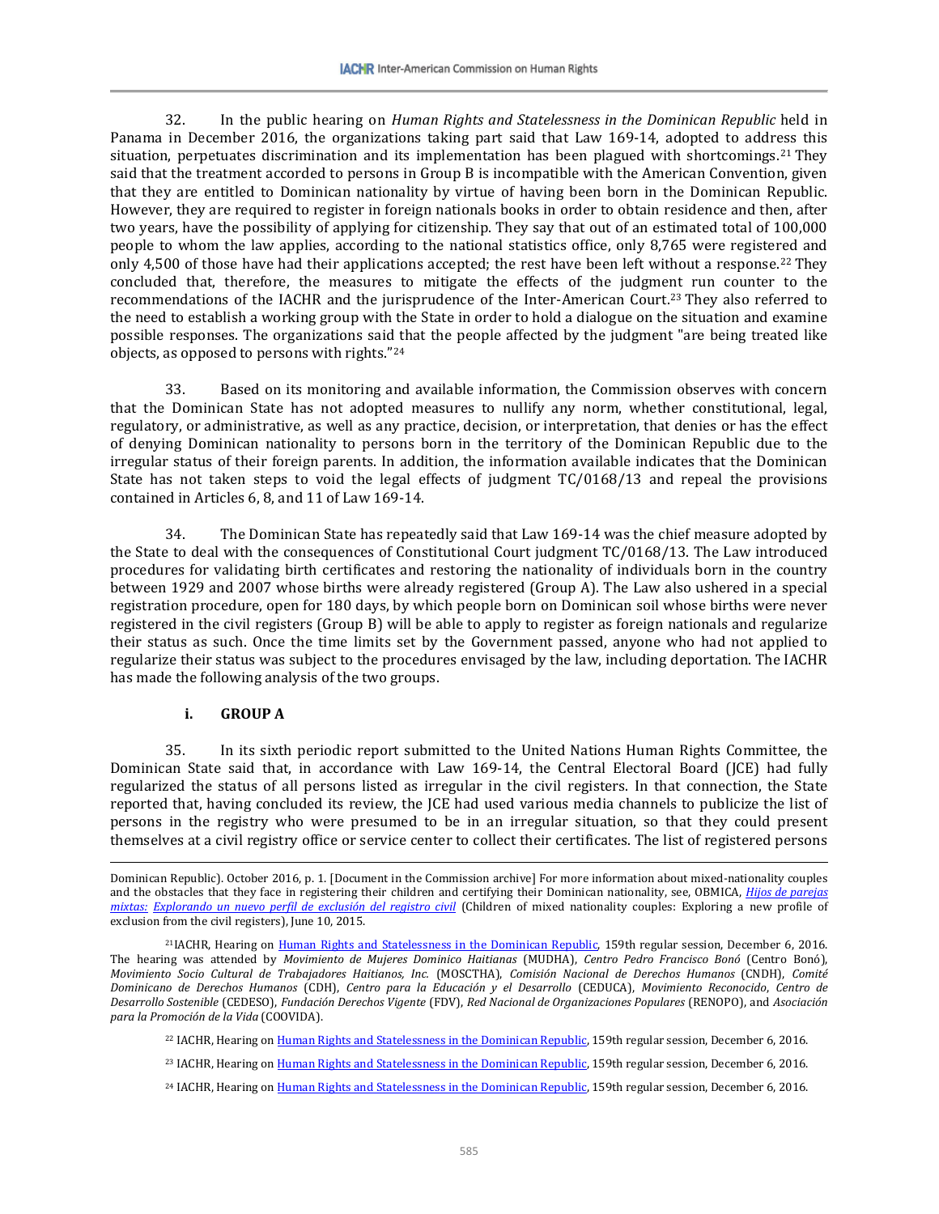32. In the public hearing on *Human Rights and Statelessness in the Dominican Republic* held in Panama in December 2016, the organizations taking part said that Law 169-14, adopted to address this situation, perpetuates discrimination and its implementation has been plagued with shortcomings.[21] They said that the treatment accorded to persons in Group B is incompatible with the American Convention, given that they are entitled to Dominican nationality by virtue of having been born in the Dominican Republic. However, they are required to register in foreign nationals books in order to obtain residence and then, after two years, have the possibility of applying for citizenship. They say that out of an estimated total of 100,000 people to whom the law applies, according to the national statistics office, only 8,765 were registered and only 4,500 of those have had their applications accepted; the rest have been left without a response.[22] They concluded that, therefore, the measures to mitigate the effects of the judgment run counter to the recommendations of the IACHR and the jurisprudence of the Inter-American Court.[23] They also referred to the need to establish a working group with the State in order to hold a dialogue on the situation and examine possible responses. The organizations said that the people affected by the judgment "are being treated like objects, as opposed to persons with rights."[24]

33. Based on its monitoring and available information, the Commission observes with concern that the Dominican State has not adopted measures to nullify any norm, whether constitutional, legal, regulatory, or administrative, as well as any practice, decision, or interpretation, that denies or has the effect of denying Dominican nationality to persons born in the territory of the Dominican Republic due to the irregular status of their foreign parents. In addition, the information available indicates that the Dominican State has not taken steps to void the legal effects of judgment TC/0168/13 and repeal the provisions contained in Articles 6, 8, and 11 of Law 169-14.

34. The Dominican State has repeatedly said that Law 169-14 was the chief measure adopted by the State to deal with the consequences of Constitutional Court judgment TC/0168/13. The Law introduced procedures for validating birth certificates and restoring the nationality of individuals born in the country between 1929 and 2007 whose births were already registered (Group A). The Law also ushered in a special registration procedure, open for 180 days, by which people born on Dominican soil whose births were never registered in the civil registers (Group B) will be able to apply to register as foreign nationals and regularize their status as such. Once the time limits set by the Government passed, anyone who had not applied to regularize their status was subject to the procedures envisaged by the law, including deportation. The IACHR has made the following analysis of the two groups.

### i. GROUP A

35. In its sixth periodic report submitted to the United Nations Human Rights Committee, the Dominican State said that, in accordance with Law 169-14, the Central Electoral Board (JCE) had fully regularized the status of all persons listed as irregular in the civil registers. In that connection, the State reported that, having concluded its review, the JCE had used various media channels to publicize the list of persons in the registry who were presumed to be in an irregular situation, so that they could present themselves at a civil registry office or service center to collect their certificates. The list of registered persons

---

Dominican Republic). October 2016, p. 1. [Document in the Commission archive] For more information about mixed-nationality couples and the obstacles that they face in registering their children and certifying their Dominican nationality, see, OBMICA, *Hijos de parejas mixtas: Explorando un nuevo perfil de exclusión del registro civil* (Children of mixed nationality couples: Exploring a new profile of exclusion from the civil registers), June 10, 2015.

[21] IACHR, Hearing on Human Rights and Statelessness in the Dominican Republic, 159th regular session, December 6, 2016. The hearing was attended by *Movimiento de Mujeres Dominico Haitianas* (MUDHA), *Centro Pedro Francisco Bonó* (Centro Bonó), *Movimiento Socio Cultural de Trabajadores Haitianos, Inc.* (MOSCTHA), *Comisión Nacional de Derechos Humanos* (CNDH), *Comité Dominicano de Derechos Humanos* (CDH), *Centro para la Educación y el Desarrollo* (CEDUCA), *Movimiento Reconocido*, *Centro de Desarrollo Sostenible* (CEDESO), *Fundación Derechos Vigente* (FDV), *Red Nacional de Organizaciones Populares* (RENOPO), and *Asociación para la Promoción de la Vida* (COOVIDA).

[22] IACHR, Hearing on Human Rights and Statelessness in the Dominican Republic, 159th regular session, December 6, 2016.

[23] IACHR, Hearing on Human Rights and Statelessness in the Dominican Republic, 159th regular session, December 6, 2016.

[24] IACHR, Hearing on Human Rights and Statelessness in the Dominican Republic, 159th regular session, December 6, 2016.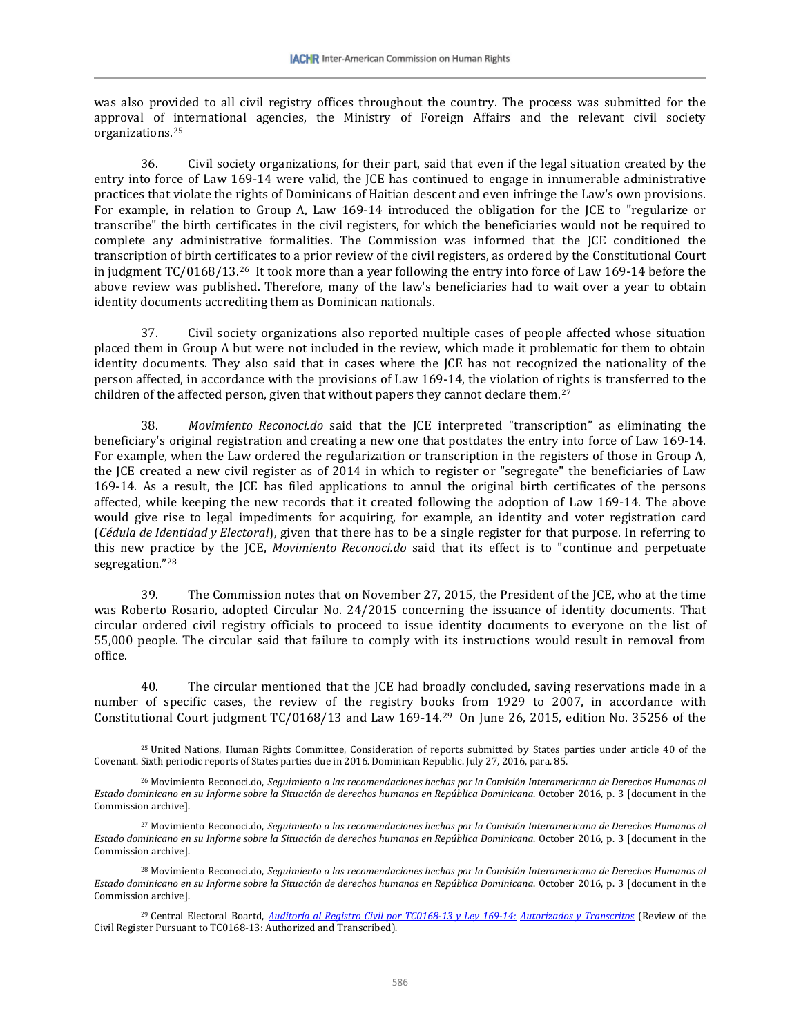was also provided to all civil registry offices throughout the country. The process was submitted for the approval of international agencies, the Ministry of Foreign Affairs and the relevant civil society organizations.[25]

36. Civil society organizations, for their part, said that even if the legal situation created by the entry into force of Law 169-14 were valid, the JCE has continued to engage in innumerable administrative practices that violate the rights of Dominicans of Haitian descent and even infringe the Law's own provisions. For example, in relation to Group A, Law 169-14 introduced the obligation for the JCE to "regularize or transcribe" the birth certificates in the civil registers, for which the beneficiaries would not be required to complete any administrative formalities. The Commission was informed that the JCE conditioned the transcription of birth certificates to a prior review of the civil registers, as ordered by the Constitutional Court in judgment TC/0168/13.[26] It took more than a year following the entry into force of Law 169-14 before the above review was published. Therefore, many of the law's beneficiaries had to wait over a year to obtain identity documents accrediting them as Dominican nationals.

37. Civil society organizations also reported multiple cases of people affected whose situation placed them in Group A but were not included in the review, which made it problematic for them to obtain identity documents. They also said that in cases where the JCE has not recognized the nationality of the person affected, in accordance with the provisions of Law 169-14, the violation of rights is transferred to the children of the affected person, given that without papers they cannot declare them.[27]

38. *Movimiento Reconoci.do* said that the JCE interpreted "transcription" as eliminating the beneficiary's original registration and creating a new one that postdates the entry into force of Law 169-14. For example, when the Law ordered the regularization or transcription in the registers of those in Group A, the JCE created a new civil register as of 2014 in which to register or "segregate" the beneficiaries of Law 169-14. As a result, the JCE has filed applications to annul the original birth certificates of the persons affected, while keeping the new records that it created following the adoption of Law 169-14. The above would give rise to legal impediments for acquiring, for example, an identity and voter registration card (*Cédula de Identidad y Electoral*), given that there has to be a single register for that purpose. In referring to this new practice by the JCE, *Movimiento Reconoci.do* said that its effect is to "continue and perpetuate segregation."[28]

39. The Commission notes that on November 27, 2015, the President of the JCE, who at the time was Roberto Rosario, adopted Circular No. 24/2015 concerning the issuance of identity documents. That circular ordered civil registry officials to proceed to issue identity documents to everyone on the list of 55,000 people. The circular said that failure to comply with its instructions would result in removal from office.

40. The circular mentioned that the JCE had broadly concluded, saving reservations made in a number of specific cases, the review of the registry books from 1929 to 2007, in accordance with Constitutional Court judgment TC/0168/13 and Law 169-14.[29] On June 26, 2015, edition No. 35256 of the

---

[25] United Nations, Human Rights Committee, Consideration of reports submitted by States parties under article 40 of the Covenant. Sixth periodic reports of States parties due in 2016. Dominican Republic. July 27, 2016, para. 85.

[26] Movimiento Reconoci.do, *Seguimiento a las recomendaciones hechas por la Comisión Interamericana de Derechos Humanos al Estado dominicano en su Informe sobre la Situación de derechos humanos en República Dominicana*. October 2016, p. 3 [document in the Commission archive].

[27] Movimiento Reconoci.do, *Seguimiento a las recomendaciones hechas por la Comisión Interamericana de Derechos Humanos al Estado dominicano en su Informe sobre la Situación de derechos humanos en República Dominicana*. October 2016, p. 3 [document in the Commission archive].

[28] Movimiento Reconoci.do, *Seguimiento a las recomendaciones hechas por la Comisión Interamericana de Derechos Humanos al Estado dominicano en su Informe sobre la Situación de derechos humanos en República Dominicana*. October 2016, p. 3 [document in the Commission archive].

[29] Central Electoral Boartd, *Auditoría al Registro Civil por TC0168-13 y Ley 169-14: Autorizados y Transcritos* (Review of the Civil Register Pursuant to TC0168-13: Authorized and Transcribed).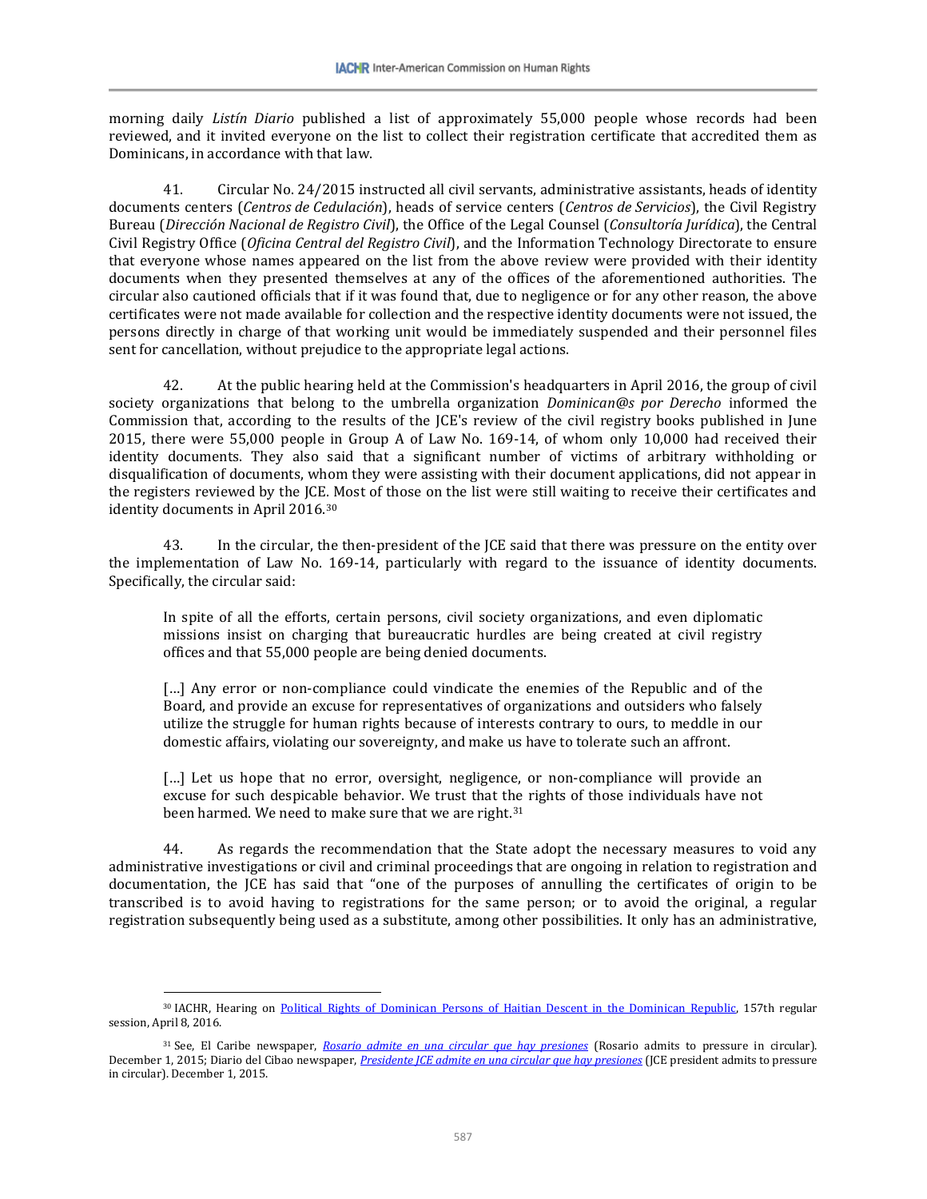morning daily *Listín Diario* published a list of approximately 55,000 people whose records had been reviewed, and it invited everyone on the list to collect their registration certificate that accredited them as Dominicans, in accordance with that law.

41. Circular No. 24/2015 instructed all civil servants, administrative assistants, heads of identity documents centers (*Centros de Cedulación*), heads of service centers (*Centros de Servicios*), the Civil Registry Bureau (*Dirección Nacional de Registro Civil*), the Office of the Legal Counsel (*Consultoría Jurídica*), the Central Civil Registry Office (*Oficina Central del Registro Civil*), and the Information Technology Directorate to ensure that everyone whose names appeared on the list from the above review were provided with their identity documents when they presented themselves at any of the offices of the aforementioned authorities. The circular also cautioned officials that if it was found that, due to negligence or for any other reason, the above certificates were not made available for collection and the respective identity documents were not issued, the persons directly in charge of that working unit would be immediately suspended and their personnel files sent for cancellation, without prejudice to the appropriate legal actions.

42. At the public hearing held at the Commission's headquarters in April 2016, the group of civil society organizations that belong to the umbrella organization *Dominican@s por Derecho* informed the Commission that, according to the results of the JCE's review of the civil registry books published in June 2015, there were 55,000 people in Group A of Law No. 169-14, of whom only 10,000 had received their identity documents. They also said that a significant number of victims of arbitrary withholding or disqualification of documents, whom they were assisting with their document applications, did not appear in the registers reviewed by the JCE. Most of those on the list were still waiting to receive their certificates and identity documents in April 2016.[30]

43. In the circular, the then-president of the JCE said that there was pressure on the entity over the implementation of Law No. 169-14, particularly with regard to the issuance of identity documents. Specifically, the circular said:

> In spite of all the efforts, certain persons, civil society organizations, and even diplomatic missions insist on charging that bureaucratic hurdles are being created at civil registry offices and that 55,000 people are being denied documents.
>
> […] Any error or non-compliance could vindicate the enemies of the Republic and of the Board, and provide an excuse for representatives of organizations and outsiders who falsely utilize the struggle for human rights because of interests contrary to ours, to meddle in our domestic affairs, violating our sovereignty, and make us have to tolerate such an affront.
>
> […] Let us hope that no error, oversight, negligence, or non-compliance will provide an excuse for such despicable behavior. We trust that the rights of those individuals have not been harmed. We need to make sure that we are right.[31]

44. As regards the recommendation that the State adopt the necessary measures to void any administrative investigations or civil and criminal proceedings that are ongoing in relation to registration and documentation, the JCE has said that "one of the purposes of annulling the certificates of origin to be transcribed is to avoid having to registrations for the same person; or to avoid the original, a regular registration subsequently being used as a substitute, among other possibilities. It only has an administrative,

---

[30] IACHR, Hearing on Political Rights of Dominican Persons of Haitian Descent in the Dominican Republic, 157th regular session, April 8, 2016.

[31] See, El Caribe newspaper, *Rosario admite en una circular que hay presiones* (Rosario admits to pressure in circular). December 1, 2015; Diario del Cibao newspaper, *Presidente JCE admite en una circular que hay presiones* (JCE president admits to pressure in circular). December 1, 2015.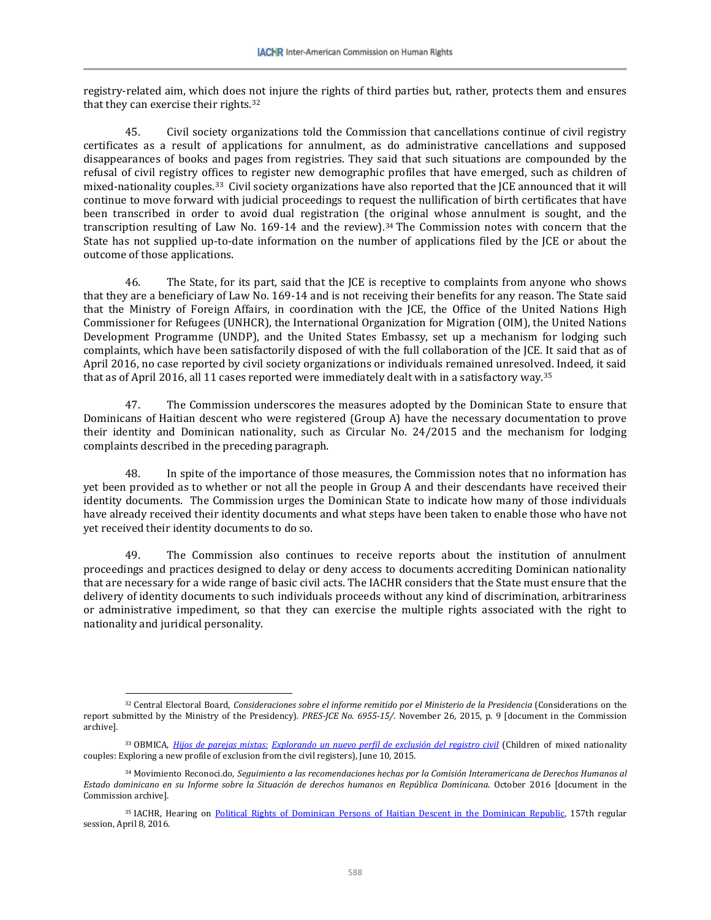registry-related aim, which does not injure the rights of third parties but, rather, protects them and ensures that they can exercise their rights.[32]

45. Civil society organizations told the Commission that cancellations continue of civil registry certificates as a result of applications for annulment, as do administrative cancellations and supposed disappearances of books and pages from registries. They said that such situations are compounded by the refusal of civil registry offices to register new demographic profiles that have emerged, such as children of mixed-nationality couples.[33] Civil society organizations have also reported that the JCE announced that it will continue to move forward with judicial proceedings to request the nullification of birth certificates that have been transcribed in order to avoid dual registration (the original whose annulment is sought, and the transcription resulting of Law No. 169-14 and the review).[34] The Commission notes with concern that the State has not supplied up-to-date information on the number of applications filed by the JCE or about the outcome of those applications.

46. The State, for its part, said that the JCE is receptive to complaints from anyone who shows that they are a beneficiary of Law No. 169-14 and is not receiving their benefits for any reason. The State said that the Ministry of Foreign Affairs, in coordination with the JCE, the Office of the United Nations High Commissioner for Refugees (UNHCR), the International Organization for Migration (OIM), the United Nations Development Programme (UNDP), and the United States Embassy, set up a mechanism for lodging such complaints, which have been satisfactorily disposed of with the full collaboration of the JCE. It said that as of April 2016, no case reported by civil society organizations or individuals remained unresolved. Indeed, it said that as of April 2016, all 11 cases reported were immediately dealt with in a satisfactory way.[35]

47. The Commission underscores the measures adopted by the Dominican State to ensure that Dominicans of Haitian descent who were registered (Group A) have the necessary documentation to prove their identity and Dominican nationality, such as Circular No. 24/2015 and the mechanism for lodging complaints described in the preceding paragraph.

48. In spite of the importance of those measures, the Commission notes that no information has yet been provided as to whether or not all the people in Group A and their descendants have received their identity documents. The Commission urges the Dominican State to indicate how many of those individuals have already received their identity documents and what steps have been taken to enable those who have not yet received their identity documents to do so.

49. The Commission also continues to receive reports about the institution of annulment proceedings and practices designed to delay or deny access to documents accrediting Dominican nationality that are necessary for a wide range of basic civil acts. The IACHR considers that the State must ensure that the delivery of identity documents to such individuals proceeds without any kind of discrimination, arbitrariness or administrative impediment, so that they can exercise the multiple rights associated with the right to nationality and juridical personality.

---

[32] Central Electoral Board, *Consideraciones sobre el informe remitido por el Ministerio de la Presidencia* (Considerations on the report submitted by the Ministry of the Presidency). *PRES-JCE No. 6955-15/*. November 26, 2015, p. 9 [document in the Commission archive].

[33] OBMICA, *Hijos de parejas mixtas: Explorando un nuevo perfil de exclusión del registro civil* (Children of mixed nationality couples: Exploring a new profile of exclusion from the civil registers), June 10, 2015.

[34] Movimiento Reconoci.do, *Seguimiento a las recomendaciones hechas por la Comisión Interamericana de Derechos Humanos al Estado dominicano en su Informe sobre la Situación de derechos humanos en República Dominicana*. October 2016 [document in the Commission archive].

[35] IACHR, Hearing on Political Rights of Dominican Persons of Haitian Descent in the Dominican Republic, 157th regular session, April 8, 2016.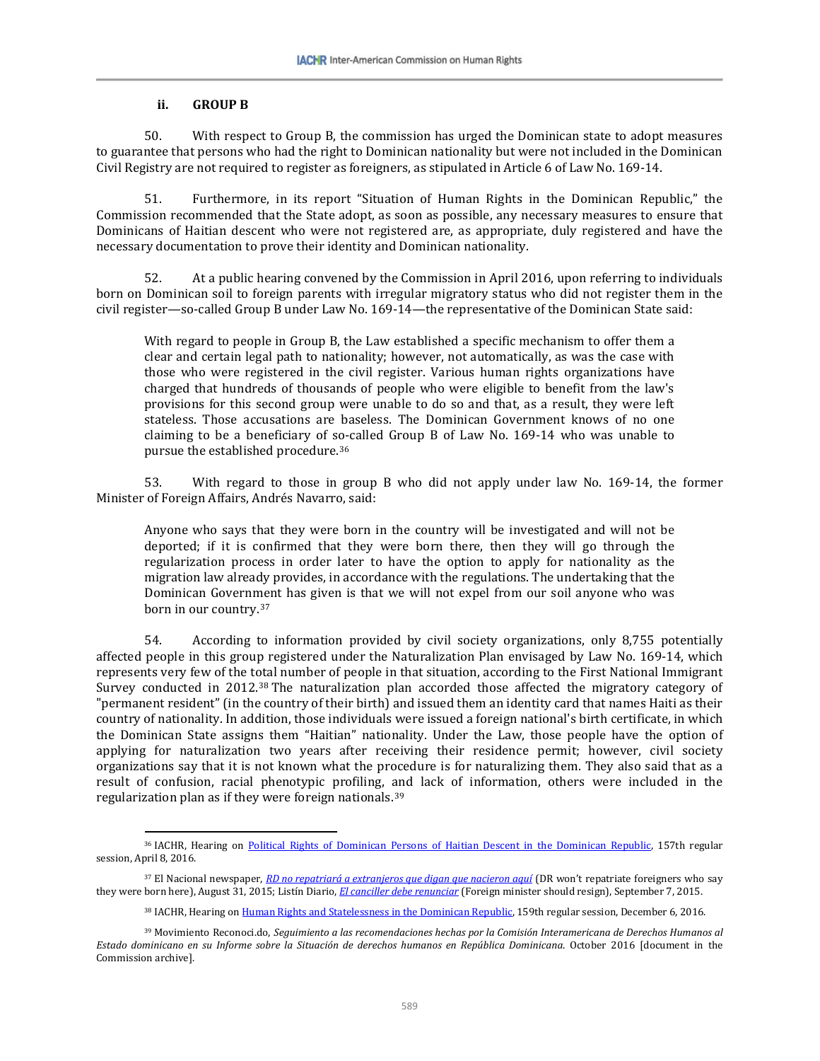### ii. GROUP B

50. With respect to Group B, the commission has urged the Dominican state to adopt measures to guarantee that persons who had the right to Dominican nationality but were not included in the Dominican Civil Registry are not required to register as foreigners, as stipulated in Article 6 of Law No. 169-14.

51. Furthermore, in its report "Situation of Human Rights in the Dominican Republic," the Commission recommended that the State adopt, as soon as possible, any necessary measures to ensure that Dominicans of Haitian descent who were not registered are, as appropriate, duly registered and have the necessary documentation to prove their identity and Dominican nationality.

52. At a public hearing convened by the Commission in April 2016, upon referring to individuals born on Dominican soil to foreign parents with irregular migratory status who did not register them in the civil register—so-called Group B under Law No. 169-14—the representative of the Dominican State said:

> With regard to people in Group B, the Law established a specific mechanism to offer them a clear and certain legal path to nationality; however, not automatically, as was the case with those who were registered in the civil register. Various human rights organizations have charged that hundreds of thousands of people who were eligible to benefit from the law's provisions for this second group were unable to do so and that, as a result, they were left stateless. Those accusations are baseless. The Dominican Government knows of no one claiming to be a beneficiary of so-called Group B of Law No. 169-14 who was unable to pursue the established procedure.[36]

53. With regard to those in group B who did not apply under law No. 169-14, the former Minister of Foreign Affairs, Andrés Navarro, said:

> Anyone who says that they were born in the country will be investigated and will not be deported; if it is confirmed that they were born there, then they will go through the regularization process in order later to have the option to apply for nationality as the migration law already provides, in accordance with the regulations. The undertaking that the Dominican Government has given is that we will not expel from our soil anyone who was born in our country.[37]

54. According to information provided by civil society organizations, only 8,755 potentially affected people in this group registered under the Naturalization Plan envisaged by Law No. 169-14, which represents very few of the total number of people in that situation, according to the First National Immigrant Survey conducted in 2012.[38] The naturalization plan accorded those affected the migratory category of "permanent resident" (in the country of their birth) and issued them an identity card that names Haiti as their country of nationality. In addition, those individuals were issued a foreign national's birth certificate, in which the Dominican State assigns them "Haitian" nationality. Under the Law, those people have the option of applying for naturalization two years after receiving their residence permit; however, civil society organizations say that it is not known what the procedure is for naturalizing them. They also said that as a result of confusion, racial phenotypic profiling, and lack of information, others were included in the regularization plan as if they were foreign nationals.[39]

---

[36] IACHR, Hearing on Political Rights of Dominican Persons of Haitian Descent in the Dominican Republic, 157th regular session, April 8, 2016.

[37] El Nacional newspaper, *RD no repatriará a extranjeros que digan que nacieron aquí* (DR won't repatriate foreigners who say they were born here), August 31, 2015; Listín Diario, *El canciller debe renunciar* (Foreign minister should resign), September 7, 2015.

[38] IACHR, Hearing on Human Rights and Statelessness in the Dominican Republic, 159th regular session, December 6, 2016.

[39] Movimiento Reconoci.do, *Seguimiento a las recomendaciones hechas por la Comisión Interamericana de Derechos Humanos al Estado dominicano en su Informe sobre la Situación de derechos humanos en República Dominicana*. October 2016 [document in the Commission archive].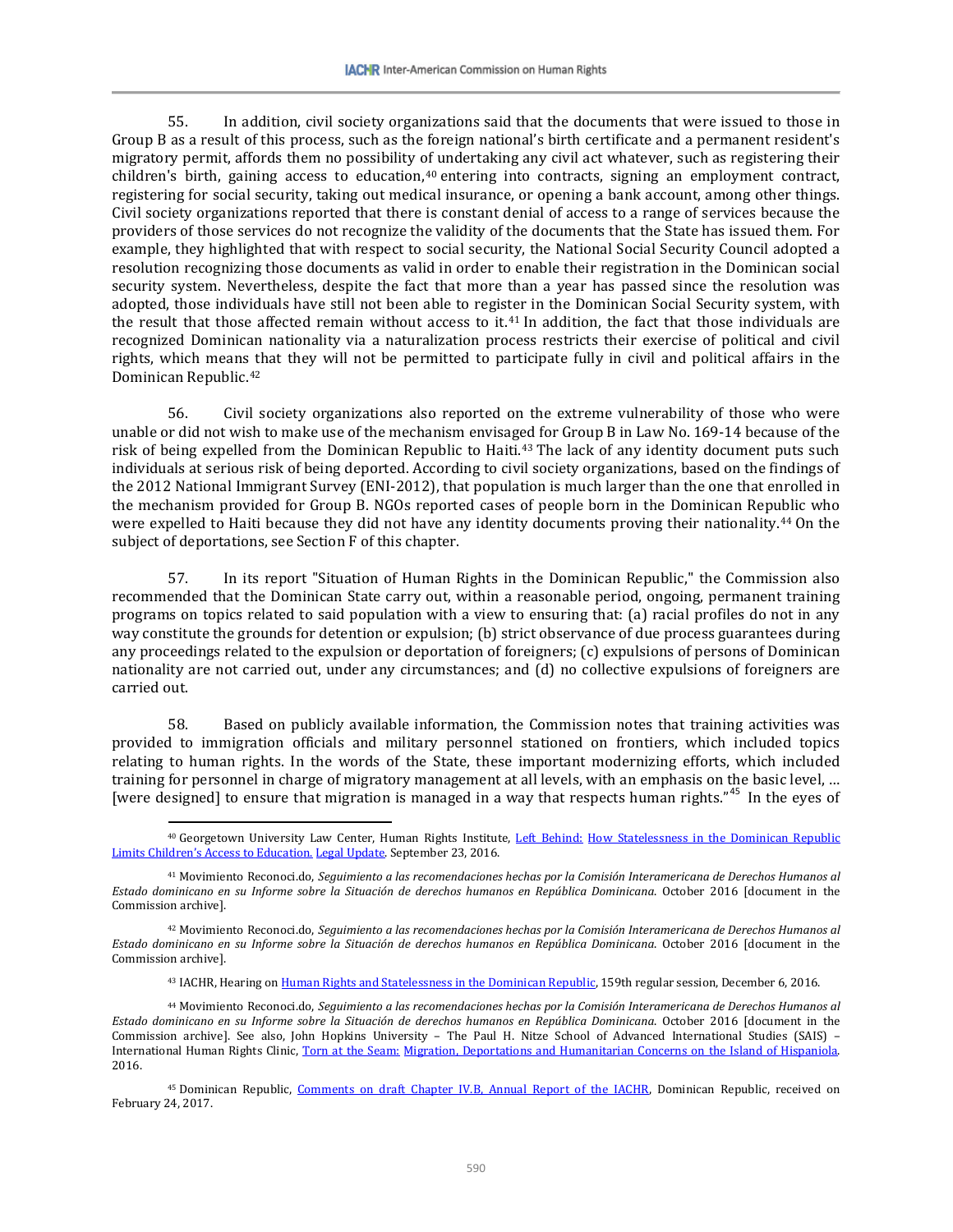55. In addition, civil society organizations said that the documents that were issued to those in Group B as a result of this process, such as the foreign national's birth certificate and a permanent resident's migratory permit, affords them no possibility of undertaking any civil act whatever, such as registering their children's birth, gaining access to education,[40] entering into contracts, signing an employment contract, registering for social security, taking out medical insurance, or opening a bank account, among other things. Civil society organizations reported that there is constant denial of access to a range of services because the providers of those services do not recognize the validity of the documents that the State has issued them. For example, they highlighted that with respect to social security, the National Social Security Council adopted a resolution recognizing those documents as valid in order to enable their registration in the Dominican social security system. Nevertheless, despite the fact that more than a year has passed since the resolution was adopted, those individuals have still not been able to register in the Dominican Social Security system, with the result that those affected remain without access to it.[41] In addition, the fact that those individuals are recognized Dominican nationality via a naturalization process restricts their exercise of political and civil rights, which means that they will not be permitted to participate fully in civil and political affairs in the Dominican Republic.[42]

56. Civil society organizations also reported on the extreme vulnerability of those who were unable or did not wish to make use of the mechanism envisaged for Group B in Law No. 169-14 because of the risk of being expelled from the Dominican Republic to Haiti.[43] The lack of any identity document puts such individuals at serious risk of being deported. According to civil society organizations, based on the findings of the 2012 National Immigrant Survey (ENI-2012), that population is much larger than the one that enrolled in the mechanism provided for Group B. NGOs reported cases of people born in the Dominican Republic who were expelled to Haiti because they did not have any identity documents proving their nationality.[44] On the subject of deportations, see Section F of this chapter.

57. In its report "Situation of Human Rights in the Dominican Republic," the Commission also recommended that the Dominican State carry out, within a reasonable period, ongoing, permanent training programs on topics related to said population with a view to ensuring that: (a) racial profiles do not in any way constitute the grounds for detention or expulsion; (b) strict observance of due process guarantees during any proceedings related to the expulsion or deportation of foreigners; (c) expulsions of persons of Dominican nationality are not carried out, under any circumstances; and (d) no collective expulsions of foreigners are carried out.

58. Based on publicly available information, the Commission notes that training activities was provided to immigration officials and military personnel stationed on frontiers, which included topics relating to human rights. In the words of the State, these important modernizing efforts, which included training for personnel in charge of migratory management at all levels, with an emphasis on the basic level, … [were designed] to ensure that migration is managed in a way that respects human rights."[45] In the eyes of

---

[40] Georgetown University Law Center, Human Rights Institute, Left Behind: How Statelessness in the Dominican Republic Limits Children's Access to Education. Legal Update. September 23, 2016.

[41] Movimiento Reconoci.do, *Seguimiento a las recomendaciones hechas por la Comisión Interamericana de Derechos Humanos al Estado dominicano en su Informe sobre la Situación de derechos humanos en República Dominicana*. October 2016 [document in the Commission archive].

[42] Movimiento Reconoci.do, *Seguimiento a las recomendaciones hechas por la Comisión Interamericana de Derechos Humanos al Estado dominicano en su Informe sobre la Situación de derechos humanos en República Dominicana*. October 2016 [document in the Commission archive].

[43] IACHR, Hearing on Human Rights and Statelessness in the Dominican Republic, 159th regular session, December 6, 2016.

[44] Movimiento Reconoci.do, *Seguimiento a las recomendaciones hechas por la Comisión Interamericana de Derechos Humanos al Estado dominicano en su Informe sobre la Situación de derechos humanos en República Dominicana*. October 2016 [document in the Commission archive]. See also, John Hopkins University – The Paul H. Nitze School of Advanced International Studies (SAIS) – International Human Rights Clinic, Torn at the Seam: Migration, Deportations and Humanitarian Concerns on the Island of Hispaniola. 2016.

[45] Dominican Republic, Comments on draft Chapter IV.B, Annual Report of the IACHR, Dominican Republic, received on February 24, 2017.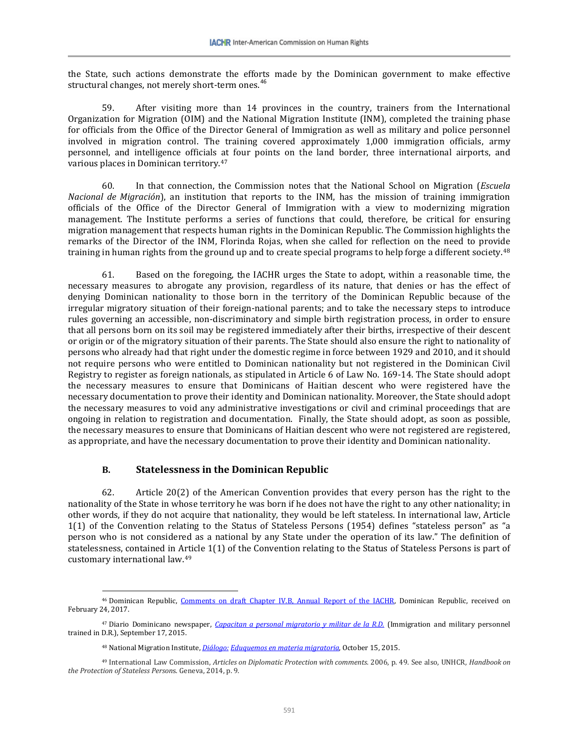the State, such actions demonstrate the efforts made by the Dominican government to make effective structural changes, not merely short-term ones.[46]

59. After visiting more than 14 provinces in the country, trainers from the International Organization for Migration (OIM) and the National Migration Institute (INM), completed the training phase for officials from the Office of the Director General of Immigration as well as military and police personnel involved in migration control. The training covered approximately 1,000 immigration officials, army personnel, and intelligence officials at four points on the land border, three international airports, and various places in Dominican territory.[47]

60. In that connection, the Commission notes that the National School on Migration (*Escuela Nacional de Migración*), an institution that reports to the INM, has the mission of training immigration officials of the Office of the Director General of Immigration with a view to modernizing migration management. The Institute performs a series of functions that could, therefore, be critical for ensuring migration management that respects human rights in the Dominican Republic. The Commission highlights the remarks of the Director of the INM, Florinda Rojas, when she called for reflection on the need to provide training in human rights from the ground up and to create special programs to help forge a different society.[48]

61. Based on the foregoing, the IACHR urges the State to adopt, within a reasonable time, the necessary measures to abrogate any provision, regardless of its nature, that denies or has the effect of denying Dominican nationality to those born in the territory of the Dominican Republic because of the irregular migratory situation of their foreign-national parents; and to take the necessary steps to introduce rules governing an accessible, non-discriminatory and simple birth registration process, in order to ensure that all persons born on its soil may be registered immediately after their births, irrespective of their descent or origin or of the migratory situation of their parents. The State should also ensure the right to nationality of persons who already had that right under the domestic regime in force between 1929 and 2010, and it should not require persons who were entitled to Dominican nationality but not registered in the Dominican Civil Registry to register as foreign nationals, as stipulated in Article 6 of Law No. 169-14. The State should adopt the necessary measures to ensure that Dominicans of Haitian descent who were registered have the necessary documentation to prove their identity and Dominican nationality. Moreover, the State should adopt the necessary measures to void any administrative investigations or civil and criminal proceedings that are ongoing in relation to registration and documentation. Finally, the State should adopt, as soon as possible, the necessary measures to ensure that Dominicans of Haitian descent who were not registered are registered, as appropriate, and have the necessary documentation to prove their identity and Dominican nationality.

### B. Statelessness in the Dominican Republic

62. Article 20(2) of the American Convention provides that every person has the right to the nationality of the State in whose territory he was born if he does not have the right to any other nationality; in other words, if they do not acquire that nationality, they would be left stateless. In international law, Article 1(1) of the Convention relating to the Status of Stateless Persons (1954) defines "stateless person" as "a person who is not considered as a national by any State under the operation of its law." The definition of statelessness, contained in Article 1(1) of the Convention relating to the Status of Stateless Persons is part of customary international law.[49]

---

[46] Dominican Republic, Comments on draft Chapter IV.B, Annual Report of the IACHR, Dominican Republic, received on February 24, 2017.

[47] Diario Dominicano newspaper, *Capacitan a personal migratorio y militar de la R.D.* (Immigration and military personnel trained in D.R.), September 17, 2015.

[48] National Migration Institute, *Diálogo: Eduquemos en materia migratoria*, October 15, 2015.

[49] International Law Commission, *Articles on Diplomatic Protection with comments*. 2006, p. 49. See also, UNHCR, *Handbook on the Protection of Stateless Persons*. Geneva, 2014, p. 9.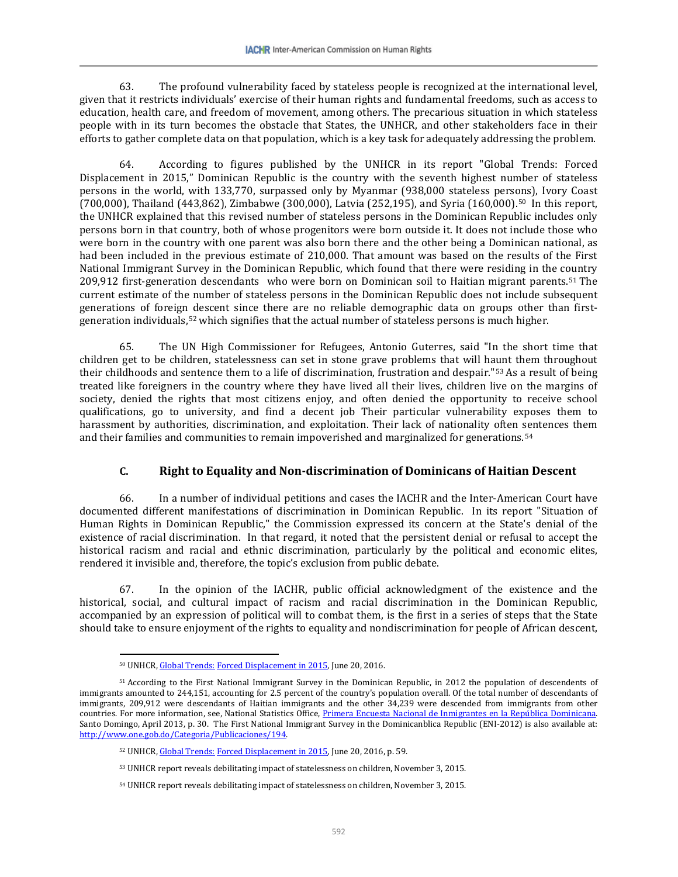63. The profound vulnerability faced by stateless people is recognized at the international level, given that it restricts individuals' exercise of their human rights and fundamental freedoms, such as access to education, health care, and freedom of movement, among others. The precarious situation in which stateless people with in its turn becomes the obstacle that States, the UNHCR, and other stakeholders face in their efforts to gather complete data on that population, which is a key task for adequately addressing the problem.

64. According to figures published by the UNHCR in its report "Global Trends: Forced Displacement in 2015," Dominican Republic is the country with the seventh highest number of stateless persons in the world, with 133,770, surpassed only by Myanmar (938,000 stateless persons), Ivory Coast (700,000), Thailand (443,862), Zimbabwe (300,000), Latvia (252,195), and Syria (160,000).[50] In this report, the UNHCR explained that this revised number of stateless persons in the Dominican Republic includes only persons born in that country, both of whose progenitors were born outside it. It does not include those who were born in the country with one parent was also born there and the other being a Dominican national, as had been included in the previous estimate of 210,000. That amount was based on the results of the First National Immigrant Survey in the Dominican Republic, which found that there were residing in the country 209,912 first-generation descendants who were born on Dominican soil to Haitian migrant parents.[51] The current estimate of the number of stateless persons in the Dominican Republic does not include subsequent generations of foreign descent since there are no reliable demographic data on groups other than first-generation individuals,[52] which signifies that the actual number of stateless persons is much higher.

65. The UN High Commissioner for Refugees, Antonio Guterres, said "In the short time that children get to be children, statelessness can set in stone grave problems that will haunt them throughout their childhoods and sentence them to a life of discrimination, frustration and despair."[53] As a result of being treated like foreigners in the country where they have lived all their lives, children live on the margins of society, denied the rights that most citizens enjoy, and often denied the opportunity to receive school qualifications, go to university, and find a decent job Their particular vulnerability exposes them to harassment by authorities, discrimination, and exploitation. Their lack of nationality often sentences them and their families and communities to remain impoverished and marginalized for generations.[54]

### C. Right to Equality and Non-discrimination of Dominicans of Haitian Descent

66. In a number of individual petitions and cases the IACHR and the Inter-American Court have documented different manifestations of discrimination in Dominican Republic. In its report "Situation of Human Rights in Dominican Republic," the Commission expressed its concern at the State's denial of the existence of racial discrimination. In that regard, it noted that the persistent denial or refusal to accept the historical racism and racial and ethnic discrimination, particularly by the political and economic elites, rendered it invisible and, therefore, the topic's exclusion from public debate.

67. In the opinion of the IACHR, public official acknowledgment of the existence and the historical, social, and cultural impact of racism and racial discrimination in the Dominican Republic, accompanied by an expression of political will to combat them, is the first in a series of steps that the State should take to ensure enjoyment of the rights to equality and nondiscrimination for people of African descent,

---

[50] UNHCR, Global Trends: Forced Displacement in 2015, June 20, 2016.

[51] According to the First National Immigrant Survey in the Dominican Republic, in 2012 the population of descendents of immigrants amounted to 244,151, accounting for 2.5 percent of the country's population overall. Of the total number of descendants of immigrants, 209,912 were descendants of Haitian immigrants and the other 34,239 were descended from immigrants from other countries. For more information, see, National Statistics Office, Primera Encuesta Nacional de Inmigrantes en la República Dominicana. Santo Domingo, April 2013, p. 30. The First National Immigrant Survey in the Dominicanblica Republic (ENI-2012) is also available at: http://www.one.gob.do/Categoria/Publicaciones/194.

[52] UNHCR, Global Trends: Forced Displacement in 2015, June 20, 2016, p. 59.

[53] UNHCR report reveals debilitating impact of statelessness on children, November 3, 2015.

[54] UNHCR report reveals debilitating impact of statelessness on children, November 3, 2015.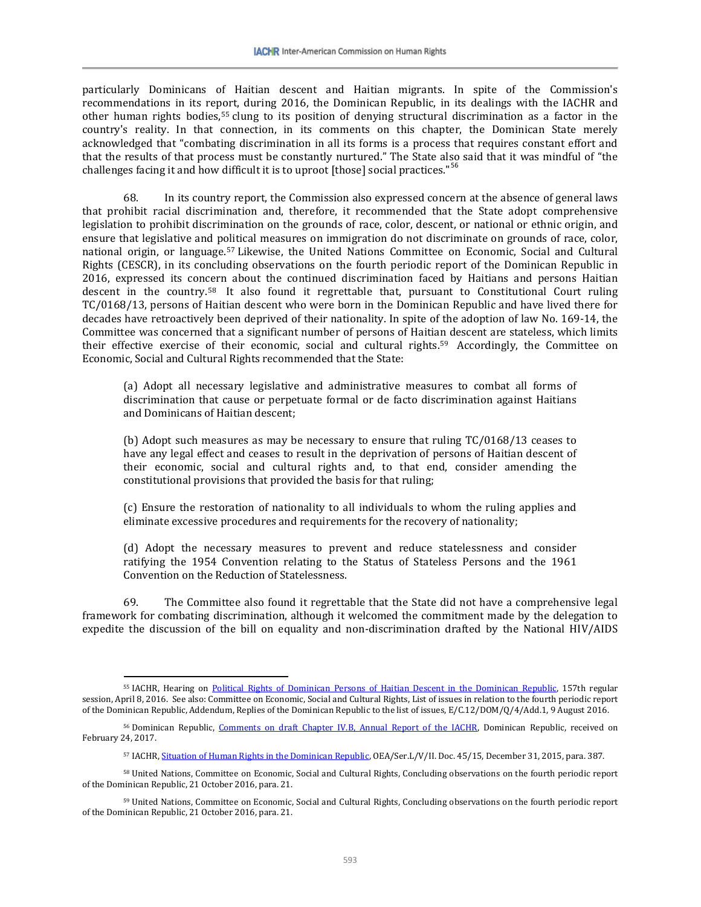particularly Dominicans of Haitian descent and Haitian migrants. In spite of the Commission's recommendations in its report, during 2016, the Dominican Republic, in its dealings with the IACHR and other human rights bodies,[55] clung to its position of denying structural discrimination as a factor in the country's reality. In that connection, in its comments on this chapter, the Dominican State merely acknowledged that "combating discrimination in all its forms is a process that requires constant effort and that the results of that process must be constantly nurtured." The State also said that it was mindful of "the challenges facing it and how difficult it is to uproot [those] social practices."[56]

68. In its country report, the Commission also expressed concern at the absence of general laws that prohibit racial discrimination and, therefore, it recommended that the State adopt comprehensive legislation to prohibit discrimination on the grounds of race, color, descent, or national or ethnic origin, and ensure that legislative and political measures on immigration do not discriminate on grounds of race, color, national origin, or language.[57] Likewise, the United Nations Committee on Economic, Social and Cultural Rights (CESCR), in its concluding observations on the fourth periodic report of the Dominican Republic in 2016, expressed its concern about the continued discrimination faced by Haitians and persons Haitian descent in the country.[58] It also found it regrettable that, pursuant to Constitutional Court ruling TC/0168/13, persons of Haitian descent who were born in the Dominican Republic and have lived there for decades have retroactively been deprived of their nationality. In spite of the adoption of law No. 169-14, the Committee was concerned that a significant number of persons of Haitian descent are stateless, which limits their effective exercise of their economic, social and cultural rights.[59] Accordingly, the Committee on Economic, Social and Cultural Rights recommended that the State:

> (a) Adopt all necessary legislative and administrative measures to combat all forms of discrimination that cause or perpetuate formal or de facto discrimination against Haitians and Dominicans of Haitian descent;
>
> (b) Adopt such measures as may be necessary to ensure that ruling TC/0168/13 ceases to have any legal effect and ceases to result in the deprivation of persons of Haitian descent of their economic, social and cultural rights and, to that end, consider amending the constitutional provisions that provided the basis for that ruling;
>
> (c) Ensure the restoration of nationality to all individuals to whom the ruling applies and eliminate excessive procedures and requirements for the recovery of nationality;
>
> (d) Adopt the necessary measures to prevent and reduce statelessness and consider ratifying the 1954 Convention relating to the Status of Stateless Persons and the 1961 Convention on the Reduction of Statelessness.

69. The Committee also found it regrettable that the State did not have a comprehensive legal framework for combating discrimination, although it welcomed the commitment made by the delegation to expedite the discussion of the bill on equality and non-discrimination drafted by the National HIV/AIDS

---

[55] IACHR, Hearing on Political Rights of Dominican Persons of Haitian Descent in the Dominican Republic, 157th regular session, April 8, 2016. See also: Committee on Economic, Social and Cultural Rights, List of issues in relation to the fourth periodic report of the Dominican Republic, Addendum, Replies of the Dominican Republic to the list of issues, E/C.12/DOM/Q/4/Add.1, 9 August 2016.

[56] Dominican Republic, Comments on draft Chapter IV.B, Annual Report of the IACHR, Dominican Republic, received on February 24, 2017.

[57] IACHR, Situation of Human Rights in the Dominican Republic, OEA/Ser.L/V/II. Doc. 45/15, December 31, 2015, para. 387.

[58] United Nations, Committee on Economic, Social and Cultural Rights, Concluding observations on the fourth periodic report of the Dominican Republic, 21 October 2016, para. 21.

[59] United Nations, Committee on Economic, Social and Cultural Rights, Concluding observations on the fourth periodic report of the Dominican Republic, 21 October 2016, para. 21.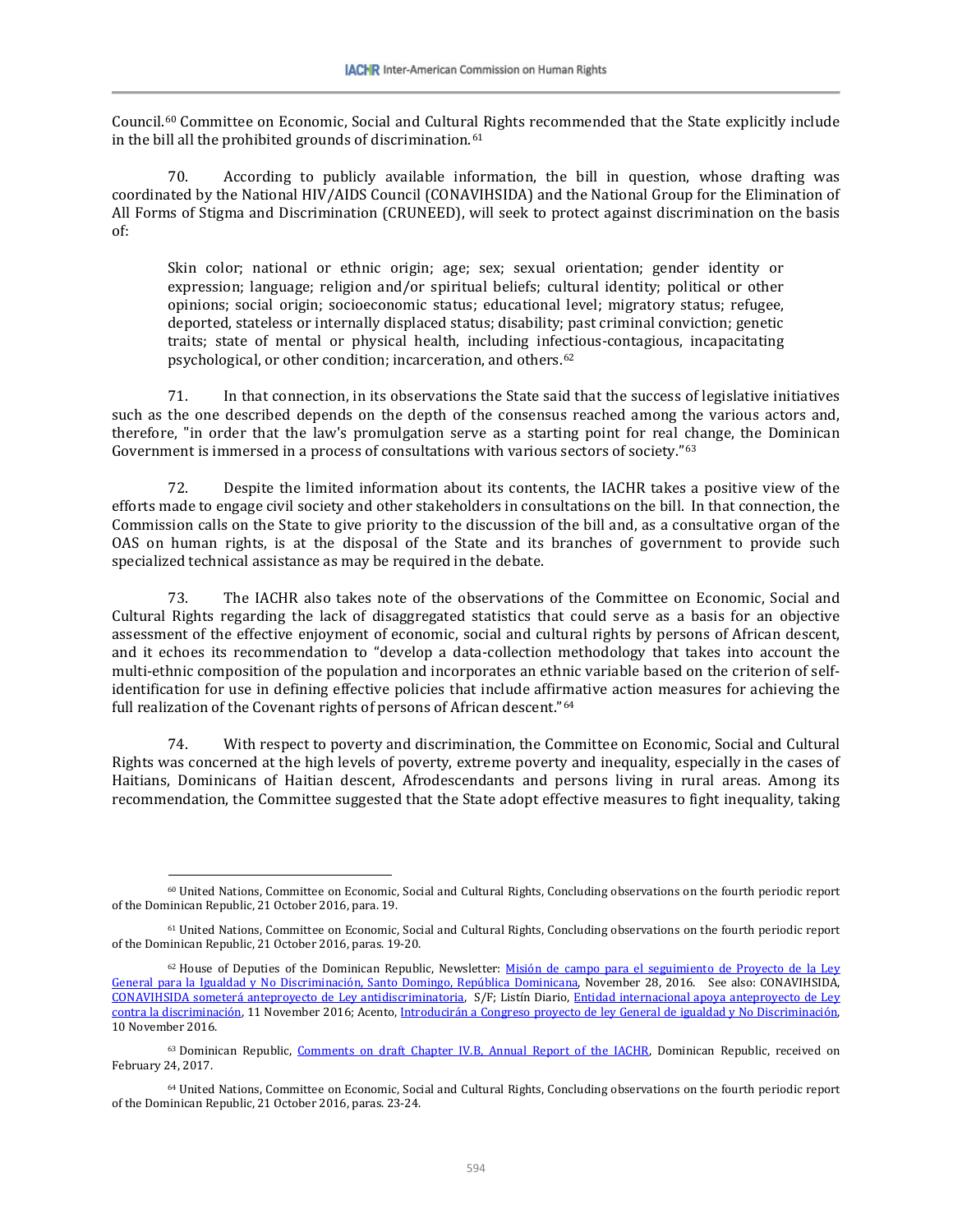Council.[60] Committee on Economic, Social and Cultural Rights recommended that the State explicitly include in the bill all the prohibited grounds of discrimination.[61]

70. According to publicly available information, the bill in question, whose drafting was coordinated by the National HIV/AIDS Council (CONAVIHSIDA) and the National Group for the Elimination of All Forms of Stigma and Discrimination (CRUNEED), will seek to protect against discrimination on the basis of:

> Skin color; national or ethnic origin; age; sex; sexual orientation; gender identity or expression; language; religion and/or spiritual beliefs; cultural identity; political or other opinions; social origin; socioeconomic status; educational level; migratory status; refugee, deported, stateless or internally displaced status; disability; past criminal conviction; genetic traits; state of mental or physical health, including infectious-contagious, incapacitating psychological, or other condition; incarceration, and others.[62]

71. In that connection, in its observations the State said that the success of legislative initiatives such as the one described depends on the depth of the consensus reached among the various actors and, therefore, "in order that the law's promulgation serve as a starting point for real change, the Dominican Government is immersed in a process of consultations with various sectors of society."[63]

72. Despite the limited information about its contents, the IACHR takes a positive view of the efforts made to engage civil society and other stakeholders in consultations on the bill. In that connection, the Commission calls on the State to give priority to the discussion of the bill and, as a consultative organ of the OAS on human rights, is at the disposal of the State and its branches of government to provide such specialized technical assistance as may be required in the debate.

73. The IACHR also takes note of the observations of the Committee on Economic, Social and Cultural Rights regarding the lack of disaggregated statistics that could serve as a basis for an objective assessment of the effective enjoyment of economic, social and cultural rights by persons of African descent, and it echoes its recommendation to "develop a data-collection methodology that takes into account the multi-ethnic composition of the population and incorporates an ethnic variable based on the criterion of self-identification for use in defining effective policies that include affirmative action measures for achieving the full realization of the Covenant rights of persons of African descent."[64]

74. With respect to poverty and discrimination, the Committee on Economic, Social and Cultural Rights was concerned at the high levels of poverty, extreme poverty and inequality, especially in the cases of Haitians, Dominicans of Haitian descent, Afrodescendants and persons living in rural areas. Among its recommendation, the Committee suggested that the State adopt effective measures to fight inequality, taking

---

[60] United Nations, Committee on Economic, Social and Cultural Rights, Concluding observations on the fourth periodic report of the Dominican Republic, 21 October 2016, para. 19.

[61] United Nations, Committee on Economic, Social and Cultural Rights, Concluding observations on the fourth periodic report of the Dominican Republic, 21 October 2016, paras. 19-20.

[62] House of Deputies of the Dominican Republic, Newsletter: Misión de campo para el seguimiento de Proyecto de la Ley General para la Igualdad y No Discriminación, Santo Domingo, República Dominicana, November 28, 2016. See also: CONAVIHSIDA, CONAVIHSIDA someterá anteproyecto de Ley antidiscriminatoria, S/F; Listín Diario, Entidad internacional apoya anteproyecto de Ley contra la discriminación, 11 November 2016; Acento, Introducirán a Congreso proyecto de ley General de igualdad y No Discriminación, 10 November 2016.

[63] Dominican Republic, Comments on draft Chapter IV.B, Annual Report of the IACHR, Dominican Republic, received on February 24, 2017.

[64] United Nations, Committee on Economic, Social and Cultural Rights, Concluding observations on the fourth periodic report of the Dominican Republic, 21 October 2016, paras. 23-24.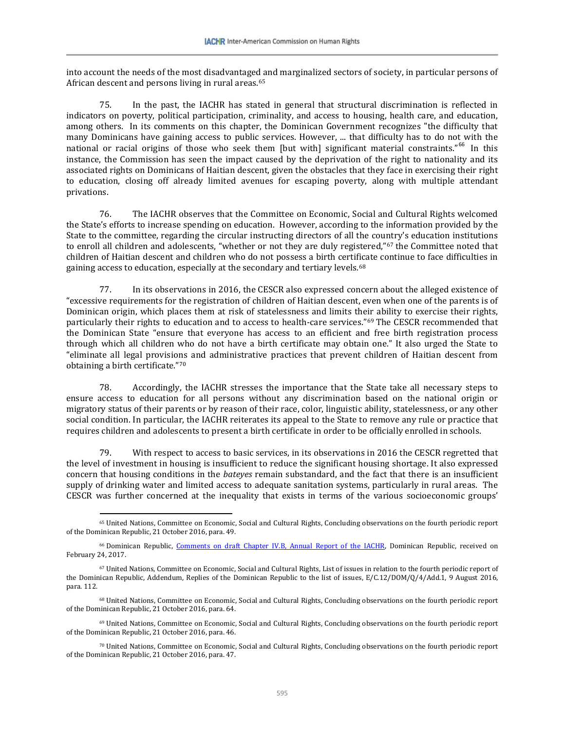into account the needs of the most disadvantaged and marginalized sectors of society, in particular persons of African descent and persons living in rural areas.[65]

75. In the past, the IACHR has stated in general that structural discrimination is reflected in indicators on poverty, political participation, criminality, and access to housing, health care, and education, among others. In its comments on this chapter, the Dominican Government recognizes "the difficulty that many Dominicans have gaining access to public services. However, ... that difficulty has to do not with the national or racial origins of those who seek them [but with] significant material constraints."[66] In this instance, the Commission has seen the impact caused by the deprivation of the right to nationality and its associated rights on Dominicans of Haitian descent, given the obstacles that they face in exercising their right to education, closing off already limited avenues for escaping poverty, along with multiple attendant privations.

76. The IACHR observes that the Committee on Economic, Social and Cultural Rights welcomed the State's efforts to increase spending on education. However, according to the information provided by the State to the committee, regarding the circular instructing directors of all the country's education institutions to enroll all children and adolescents, "whether or not they are duly registered,"[67] the Committee noted that children of Haitian descent and children who do not possess a birth certificate continue to face difficulties in gaining access to education, especially at the secondary and tertiary levels.[68]

77. In its observations in 2016, the CESCR also expressed concern about the alleged existence of "excessive requirements for the registration of children of Haitian descent, even when one of the parents is of Dominican origin, which places them at risk of statelessness and limits their ability to exercise their rights, particularly their rights to education and to access to health-care services."[69] The CESCR recommended that the Dominican State "ensure that everyone has access to an efficient and free birth registration process through which all children who do not have a birth certificate may obtain one." It also urged the State to "eliminate all legal provisions and administrative practices that prevent children of Haitian descent from obtaining a birth certificate."[70]

78. Accordingly, the IACHR stresses the importance that the State take all necessary steps to ensure access to education for all persons without any discrimination based on the national origin or migratory status of their parents or by reason of their race, color, linguistic ability, statelessness, or any other social condition. In particular, the IACHR reiterates its appeal to the State to remove any rule or practice that requires children and adolescents to present a birth certificate in order to be officially enrolled in schools.

79. With respect to access to basic services, in its observations in 2016 the CESCR regretted that the level of investment in housing is insufficient to reduce the significant housing shortage. It also expressed concern that housing conditions in the *bateyes* remain substandard, and the fact that there is an insufficient supply of drinking water and limited access to adequate sanitation systems, particularly in rural areas. The CESCR was further concerned at the inequality that exists in terms of the various socioeconomic groups'

---

[65] United Nations, Committee on Economic, Social and Cultural Rights, Concluding observations on the fourth periodic report of the Dominican Republic, 21 October 2016, para. 49.

[66] Dominican Republic, Comments on draft Chapter IV.B, Annual Report of the IACHR, Dominican Republic, received on February 24, 2017.

[67] United Nations, Committee on Economic, Social and Cultural Rights, List of issues in relation to the fourth periodic report of the Dominican Republic, Addendum, Replies of the Dominican Republic to the list of issues, E/C.12/DOM/Q/4/Add.1, 9 August 2016, para. 112.

[68] United Nations, Committee on Economic, Social and Cultural Rights, Concluding observations on the fourth periodic report of the Dominican Republic, 21 October 2016, para. 64.

[69] United Nations, Committee on Economic, Social and Cultural Rights, Concluding observations on the fourth periodic report of the Dominican Republic, 21 October 2016, para. 46.

[70] United Nations, Committee on Economic, Social and Cultural Rights, Concluding observations on the fourth periodic report of the Dominican Republic, 21 October 2016, para. 47.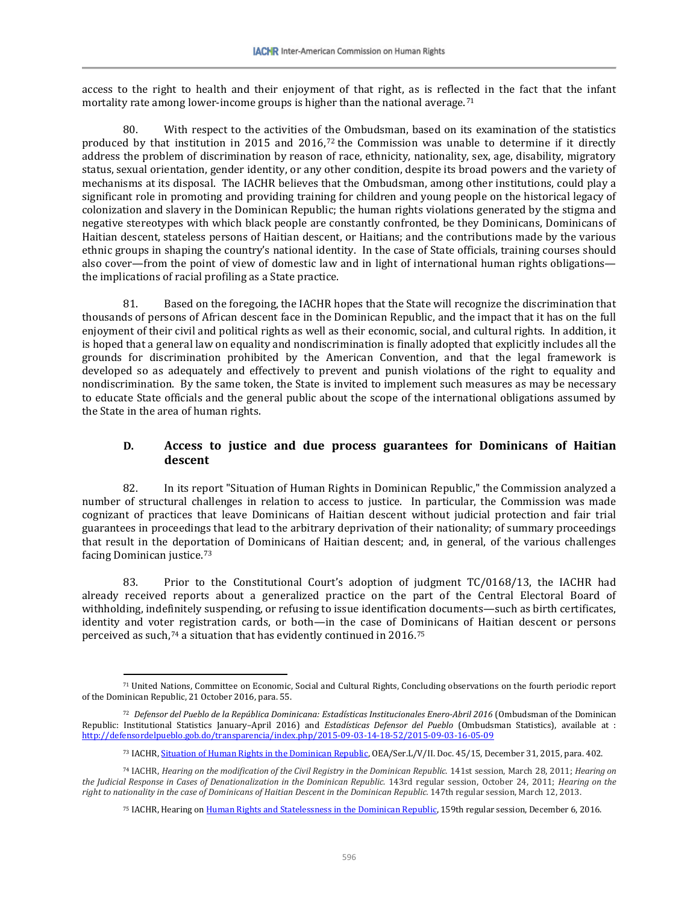access to the right to health and their enjoyment of that right, as is reflected in the fact that the infant mortality rate among lower-income groups is higher than the national average.[71]

80. With respect to the activities of the Ombudsman, based on its examination of the statistics produced by that institution in 2015 and 2016,[72] the Commission was unable to determine if it directly address the problem of discrimination by reason of race, ethnicity, nationality, sex, age, disability, migratory status, sexual orientation, gender identity, or any other condition, despite its broad powers and the variety of mechanisms at its disposal. The IACHR believes that the Ombudsman, among other institutions, could play a significant role in promoting and providing training for children and young people on the historical legacy of colonization and slavery in the Dominican Republic; the human rights violations generated by the stigma and negative stereotypes with which black people are constantly confronted, be they Dominicans, Dominicans of Haitian descent, stateless persons of Haitian descent, or Haitians; and the contributions made by the various ethnic groups in shaping the country's national identity. In the case of State officials, training courses should also cover—from the point of view of domestic law and in light of international human rights obligations—the implications of racial profiling as a State practice.

81. Based on the foregoing, the IACHR hopes that the State will recognize the discrimination that thousands of persons of African descent face in the Dominican Republic, and the impact that it has on the full enjoyment of their civil and political rights as well as their economic, social, and cultural rights. In addition, it is hoped that a general law on equality and nondiscrimination is finally adopted that explicitly includes all the grounds for discrimination prohibited by the American Convention, and that the legal framework is developed so as adequately and effectively to prevent and punish violations of the right to equality and nondiscrimination. By the same token, the State is invited to implement such measures as may be necessary to educate State officials and the general public about the scope of the international obligations assumed by the State in the area of human rights.

### D. Access to justice and due process guarantees for Dominicans of Haitian descent

82. In its report "Situation of Human Rights in Dominican Republic," the Commission analyzed a number of structural challenges in relation to access to justice. In particular, the Commission was made cognizant of practices that leave Dominicans of Haitian descent without judicial protection and fair trial guarantees in proceedings that lead to the arbitrary deprivation of their nationality; of summary proceedings that result in the deportation of Dominicans of Haitian descent; and, in general, of the various challenges facing Dominican justice.[73]

83. Prior to the Constitutional Court's adoption of judgment TC/0168/13, the IACHR had already received reports about a generalized practice on the part of the Central Electoral Board of withholding, indefinitely suspending, or refusing to issue identification documents—such as birth certificates, identity and voter registration cards, or both—in the case of Dominicans of Haitian descent or persons perceived as such,[74] a situation that has evidently continued in 2016.[75]

---

[71] United Nations, Committee on Economic, Social and Cultural Rights, Concluding observations on the fourth periodic report of the Dominican Republic, 21 October 2016, para. 55.

[72] *Defensor del Pueblo de la República Dominicana: Estadísticas Institucionales Enero-Abril 2016* (Ombudsman of the Dominican Republic: Institutional Statistics January–April 2016) and *Estadísticas Defensor del Pueblo* (Ombudsman Statistics), available at : http://defensordelpueblo.gob.do/transparencia/index.php/2015-09-03-14-18-52/2015-09-03-16-05-09

[73] IACHR, Situation of Human Rights in the Dominican Republic, OEA/Ser.L/V/II. Doc. 45/15, December 31, 2015, para. 402.

[74] IACHR, *Hearing on the modification of the Civil Registry in the Dominican Republic.* 141st session, March 28, 2011; *Hearing on the Judicial Response in Cases of Denationalization in the Dominican Republic.* 143rd regular session, October 24, 2011; *Hearing on the right to nationality in the case of Dominicans of Haitian Descent in the Dominican Republic.* 147th regular session, March 12, 2013.

[75] IACHR, Hearing on Human Rights and Statelessness in the Dominican Republic, 159th regular session, December 6, 2016.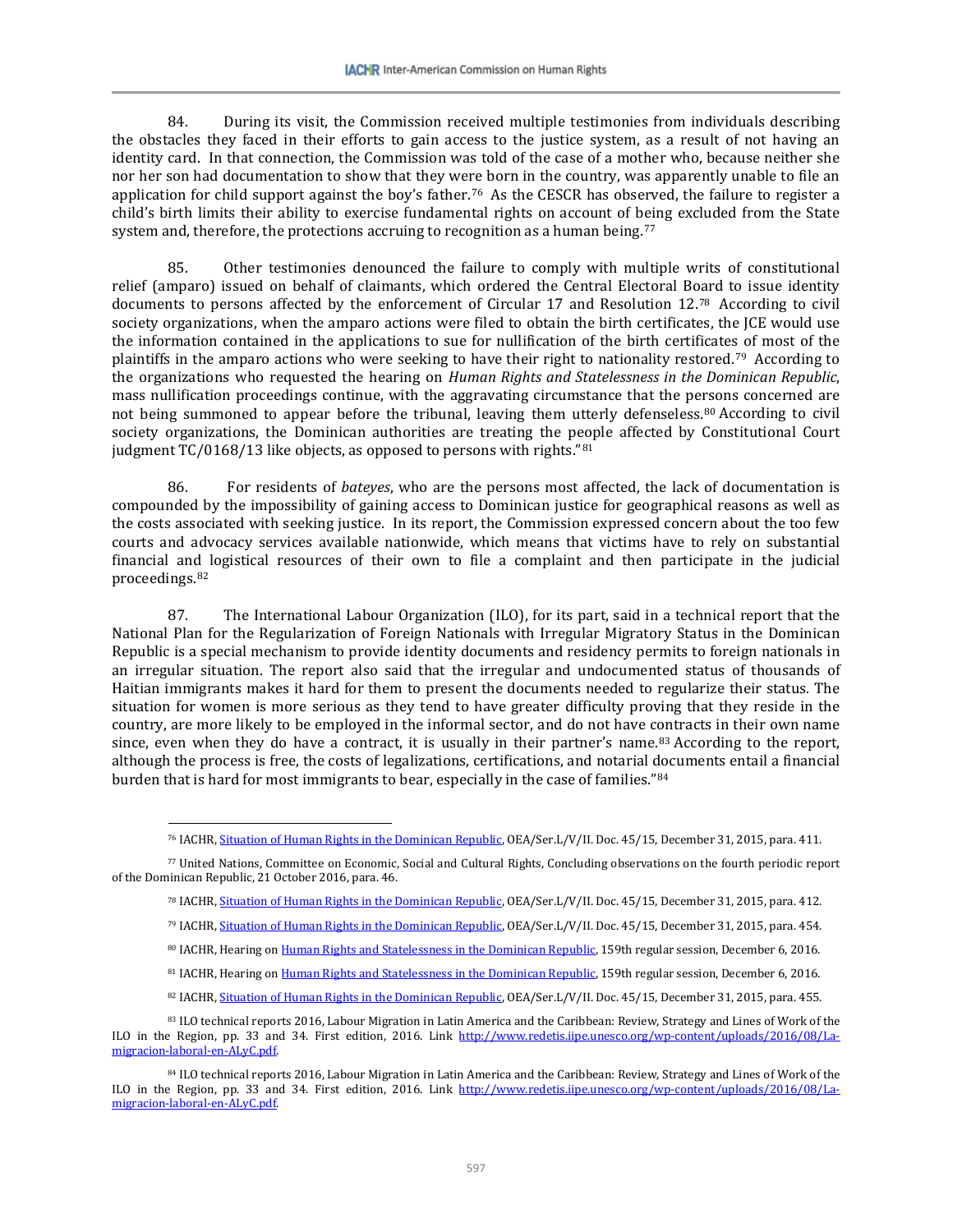84. During its visit, the Commission received multiple testimonies from individuals describing the obstacles they faced in their efforts to gain access to the justice system, as a result of not having an identity card. In that connection, the Commission was told of the case of a mother who, because neither she nor her son had documentation to show that they were born in the country, was apparently unable to file an application for child support against the boy's father.[76] As the CESCR has observed, the failure to register a child's birth limits their ability to exercise fundamental rights on account of being excluded from the State system and, therefore, the protections accruing to recognition as a human being.[77]

85. Other testimonies denounced the failure to comply with multiple writs of constitutional relief (amparo) issued on behalf of claimants, which ordered the Central Electoral Board to issue identity documents to persons affected by the enforcement of Circular 17 and Resolution 12.[78] According to civil society organizations, when the amparo actions were filed to obtain the birth certificates, the JCE would use the information contained in the applications to sue for nullification of the birth certificates of most of the plaintiffs in the amparo actions who were seeking to have their right to nationality restored.[79] According to the organizations who requested the hearing on *Human Rights and Statelessness in the Dominican Republic*, mass nullification proceedings continue, with the aggravating circumstance that the persons concerned are not being summoned to appear before the tribunal, leaving them utterly defenseless.[80] According to civil society organizations, the Dominican authorities are treating the people affected by Constitutional Court judgment TC/0168/13 like objects, as opposed to persons with rights."[81]

86. For residents of *bateyes*, who are the persons most affected, the lack of documentation is compounded by the impossibility of gaining access to Dominican justice for geographical reasons as well as the costs associated with seeking justice. In its report, the Commission expressed concern about the too few courts and advocacy services available nationwide, which means that victims have to rely on substantial financial and logistical resources of their own to file a complaint and then participate in the judicial proceedings.[82]

87. The International Labour Organization (ILO), for its part, said in a technical report that the National Plan for the Regularization of Foreign Nationals with Irregular Migratory Status in the Dominican Republic is a special mechanism to provide identity documents and residency permits to foreign nationals in an irregular situation. The report also said that the irregular and undocumented status of thousands of Haitian immigrants makes it hard for them to present the documents needed to regularize their status. The situation for women is more serious as they tend to have greater difficulty proving that they reside in the country, are more likely to be employed in the informal sector, and do not have contracts in their own name since, even when they do have a contract, it is usually in their partner's name.[83] According to the report, although the process is free, the costs of legalizations, certifications, and notarial documents entail a financial burden that is hard for most immigrants to bear, especially in the case of families."[84]

---

[76] IACHR, Situation of Human Rights in the Dominican Republic, OEA/Ser.L/V/II. Doc. 45/15, December 31, 2015, para. 411.

[77] United Nations, Committee on Economic, Social and Cultural Rights, Concluding observations on the fourth periodic report of the Dominican Republic, 21 October 2016, para. 46.

[78] IACHR, Situation of Human Rights in the Dominican Republic, OEA/Ser.L/V/II. Doc. 45/15, December 31, 2015, para. 412.

[79] IACHR, Situation of Human Rights in the Dominican Republic, OEA/Ser.L/V/II. Doc. 45/15, December 31, 2015, para. 454.

[80] IACHR, Hearing on Human Rights and Statelessness in the Dominican Republic, 159th regular session, December 6, 2016.

[81] IACHR, Hearing on Human Rights and Statelessness in the Dominican Republic, 159th regular session, December 6, 2016.

[82] IACHR, Situation of Human Rights in the Dominican Republic, OEA/Ser.L/V/II. Doc. 45/15, December 31, 2015, para. 455.

[83] ILO technical reports 2016, Labour Migration in Latin America and the Caribbean: Review, Strategy and Lines of Work of the ILO in the Region, pp. 33 and 34. First edition, 2016. Link http://www.redetis.iipe.unesco.org/wp-content/uploads/2016/08/La-migracion-laboral-en-ALyC.pdf.

[84] ILO technical reports 2016, Labour Migration in Latin America and the Caribbean: Review, Strategy and Lines of Work of the ILO in the Region, pp. 33 and 34. First edition, 2016. Link http://www.redetis.iipe.unesco.org/wp-content/uploads/2016/08/La-migracion-laboral-en-ALyC.pdf.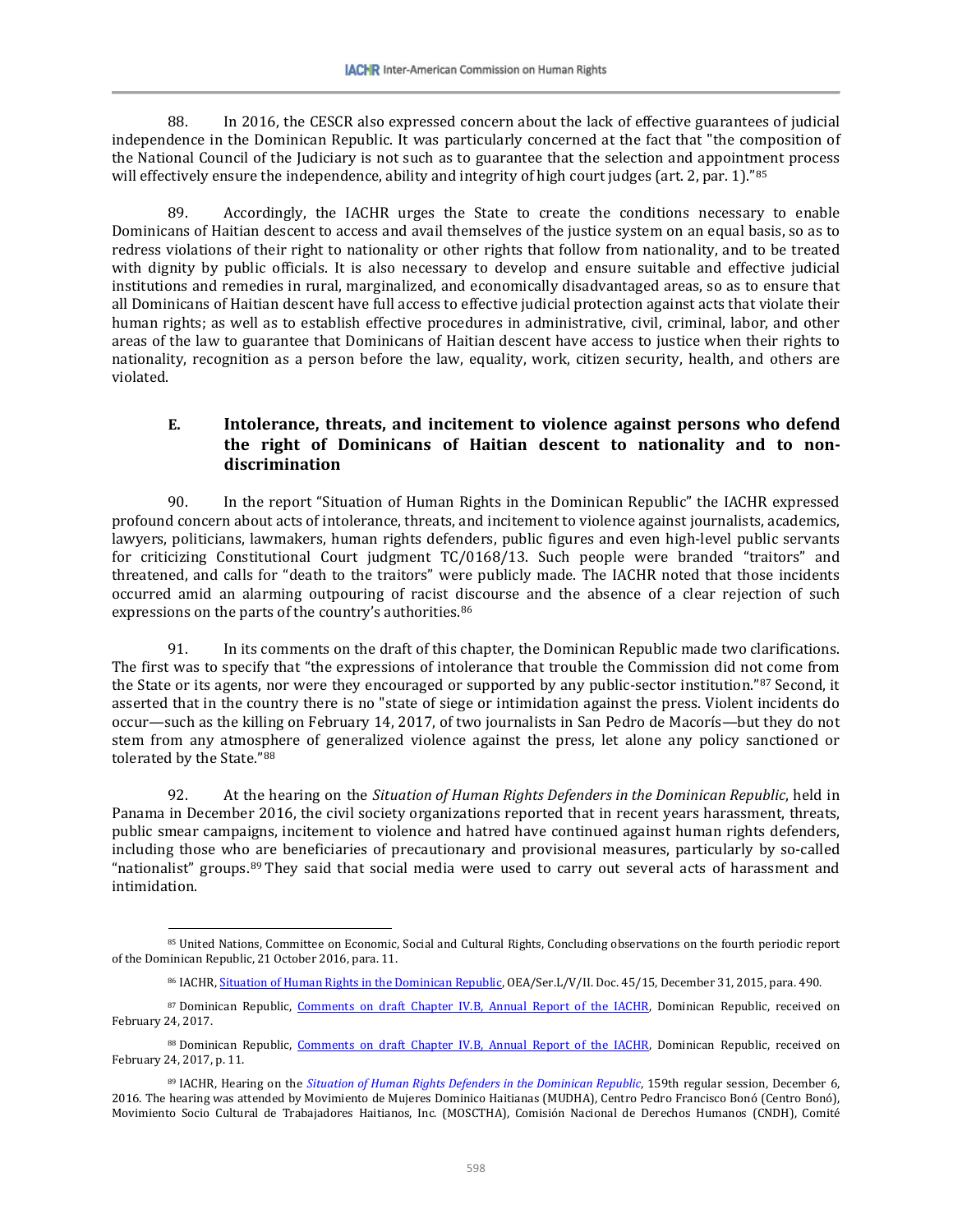88. In 2016, the CESCR also expressed concern about the lack of effective guarantees of judicial independence in the Dominican Republic. It was particularly concerned at the fact that "the composition of the National Council of the Judiciary is not such as to guarantee that the selection and appointment process will effectively ensure the independence, ability and integrity of high court judges (art. 2, par. 1)."[85]

89. Accordingly, the IACHR urges the State to create the conditions necessary to enable Dominicans of Haitian descent to access and avail themselves of the justice system on an equal basis, so as to redress violations of their right to nationality or other rights that follow from nationality, and to be treated with dignity by public officials. It is also necessary to develop and ensure suitable and effective judicial institutions and remedies in rural, marginalized, and economically disadvantaged areas, so as to ensure that all Dominicans of Haitian descent have full access to effective judicial protection against acts that violate their human rights; as well as to establish effective procedures in administrative, civil, criminal, labor, and other areas of the law to guarantee that Dominicans of Haitian descent have access to justice when their rights to nationality, recognition as a person before the law, equality, work, citizen security, health, and others are violated.

### E. Intolerance, threats, and incitement to violence against persons who defend the right of Dominicans of Haitian descent to nationality and to non-discrimination

90. In the report "Situation of Human Rights in the Dominican Republic" the IACHR expressed profound concern about acts of intolerance, threats, and incitement to violence against journalists, academics, lawyers, politicians, lawmakers, human rights defenders, public figures and even high-level public servants for criticizing Constitutional Court judgment TC/0168/13. Such people were branded "traitors" and threatened, and calls for "death to the traitors" were publicly made. The IACHR noted that those incidents occurred amid an alarming outpouring of racist discourse and the absence of a clear rejection of such expressions on the parts of the country's authorities.[86]

91. In its comments on the draft of this chapter, the Dominican Republic made two clarifications. The first was to specify that "the expressions of intolerance that trouble the Commission did not come from the State or its agents, nor were they encouraged or supported by any public-sector institution."[87] Second, it asserted that in the country there is no "state of siege or intimidation against the press. Violent incidents do occur—such as the killing on February 14, 2017, of two journalists in San Pedro de Macorís—but they do not stem from any atmosphere of generalized violence against the press, let alone any policy sanctioned or tolerated by the State."[88]

92. At the hearing on the *Situation of Human Rights Defenders in the Dominican Republic*, held in Panama in December 2016, the civil society organizations reported that in recent years harassment, threats, public smear campaigns, incitement to violence and hatred have continued against human rights defenders, including those who are beneficiaries of precautionary and provisional measures, particularly by so-called "nationalist" groups.[89] They said that social media were used to carry out several acts of harassment and intimidation.

---

[85] United Nations, Committee on Economic, Social and Cultural Rights, Concluding observations on the fourth periodic report of the Dominican Republic, 21 October 2016, para. 11.

[86] IACHR, Situation of Human Rights in the Dominican Republic, OEA/Ser.L/V/II. Doc. 45/15, December 31, 2015, para. 490.

[87] Dominican Republic, Comments on draft Chapter IV.B, Annual Report of the IACHR, Dominican Republic, received on February 24, 2017.

[88] Dominican Republic, Comments on draft Chapter IV.B, Annual Report of the IACHR, Dominican Republic, received on February 24, 2017, p. 11.

[89] IACHR, Hearing on the *Situation of Human Rights Defenders in the Dominican Republic*, 159th regular session, December 6, 2016. The hearing was attended by Movimiento de Mujeres Dominico Haitianas (MUDHA), Centro Pedro Francisco Bonó (Centro Bonó), Movimiento Socio Cultural de Trabajadores Haitianos, Inc. (MOSCTHA), Comisión Nacional de Derechos Humanos (CNDH), Comité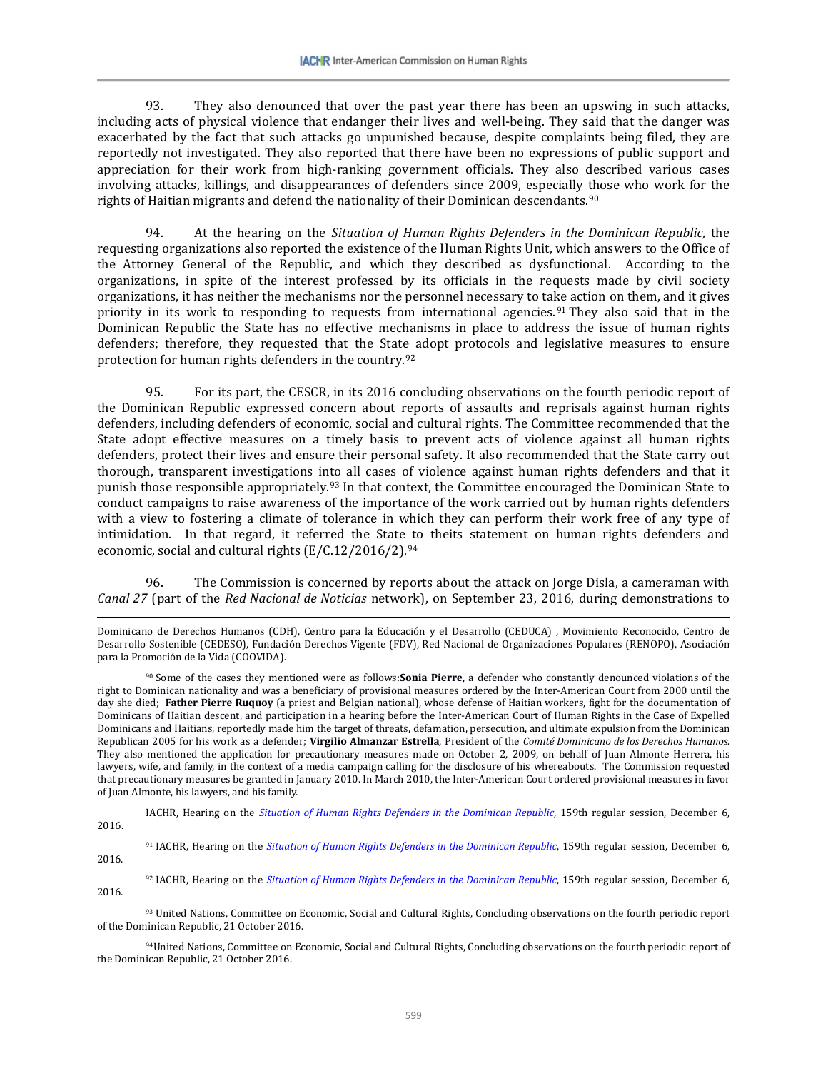93. They also denounced that over the past year there has been an upswing in such attacks, including acts of physical violence that endanger their lives and well-being. They said that the danger was exacerbated by the fact that such attacks go unpunished because, despite complaints being filed, they are reportedly not investigated. They also reported that there have been no expressions of public support and appreciation for their work from high-ranking government officials. They also described various cases involving attacks, killings, and disappearances of defenders since 2009, especially those who work for the rights of Haitian migrants and defend the nationality of their Dominican descendants.[90]

94. At the hearing on the *Situation of Human Rights Defenders in the Dominican Republic*, the requesting organizations also reported the existence of the Human Rights Unit, which answers to the Office of the Attorney General of the Republic, and which they described as dysfunctional. According to the organizations, in spite of the interest professed by its officials in the requests made by civil society organizations, it has neither the mechanisms nor the personnel necessary to take action on them, and it gives priority in its work to responding to requests from international agencies.[91] They also said that in the Dominican Republic the State has no effective mechanisms in place to address the issue of human rights defenders; therefore, they requested that the State adopt protocols and legislative measures to ensure protection for human rights defenders in the country.[92]

95. For its part, the CESCR, in its 2016 concluding observations on the fourth periodic report of the Dominican Republic expressed concern about reports of assaults and reprisals against human rights defenders, including defenders of economic, social and cultural rights. The Committee recommended that the State adopt effective measures on a timely basis to prevent acts of violence against all human rights defenders, protect their lives and ensure their personal safety. It also recommended that the State carry out thorough, transparent investigations into all cases of violence against human rights defenders and that it punish those responsible appropriately.[93] In that context, the Committee encouraged the Dominican State to conduct campaigns to raise awareness of the importance of the work carried out by human rights defenders with a view to fostering a climate of tolerance in which they can perform their work free of any type of intimidation. In that regard, it referred the State to theits statement on human rights defenders and economic, social and cultural rights (E/C.12/2016/2).[94]

96. The Commission is concerned by reports about the attack on Jorge Disla, a cameraman with *Canal 27* (part of the *Red Nacional de Noticias* network), on September 23, 2016, during demonstrations to

---

Dominicano de Derechos Humanos (CDH), Centro para la Educación y el Desarrollo (CEDUCA) , Movimiento Reconocido, Centro de Desarrollo Sostenible (CEDESO), Fundación Derechos Vigente (FDV), Red Nacional de Organizaciones Populares (RENOPO), Asociación para la Promoción de la Vida (COOVIDA).

[90] Some of the cases they mentioned were as follows:**Sonia Pierre**, a defender who constantly denounced violations of the right to Dominican nationality and was a beneficiary of provisional measures ordered by the Inter-American Court from 2000 until the day she died; **Father Pierre Ruquoy** (a priest and Belgian national), whose defense of Haitian workers, fight for the documentation of Dominicans of Haitian descent, and participation in a hearing before the Inter-American Court of Human Rights in the Case of Expelled Dominicans and Haitians, reportedly made him the target of threats, defamation, persecution, and ultimate expulsion from the Dominican Republican 2005 for his work as a defender; **Virgilio Almanzar Estrella**, President of the *Comité Dominicano de los Derechos Humanos*. They also mentioned the application for precautionary measures made on October 2, 2009, on behalf of Juan Almonte Herrera, his lawyers, wife, and family, in the context of a media campaign calling for the disclosure of his whereabouts. The Commission requested that precautionary measures be granted in January 2010. In March 2010, the Inter-American Court ordered provisional measures in favor of Juan Almonte, his lawyers, and his family.

IACHR, Hearing on the *Situation of Human Rights Defenders in the Dominican Republic*, 159th regular session, December 6, 2016.

[91] IACHR, Hearing on the *Situation of Human Rights Defenders in the Dominican Republic*, 159th regular session, December 6, 2016.

[92] IACHR, Hearing on the *Situation of Human Rights Defenders in the Dominican Republic*, 159th regular session, December 6, 2016.

[93] United Nations, Committee on Economic, Social and Cultural Rights, Concluding observations on the fourth periodic report of the Dominican Republic, 21 October 2016.

[94] United Nations, Committee on Economic, Social and Cultural Rights, Concluding observations on the fourth periodic report of the Dominican Republic, 21 October 2016.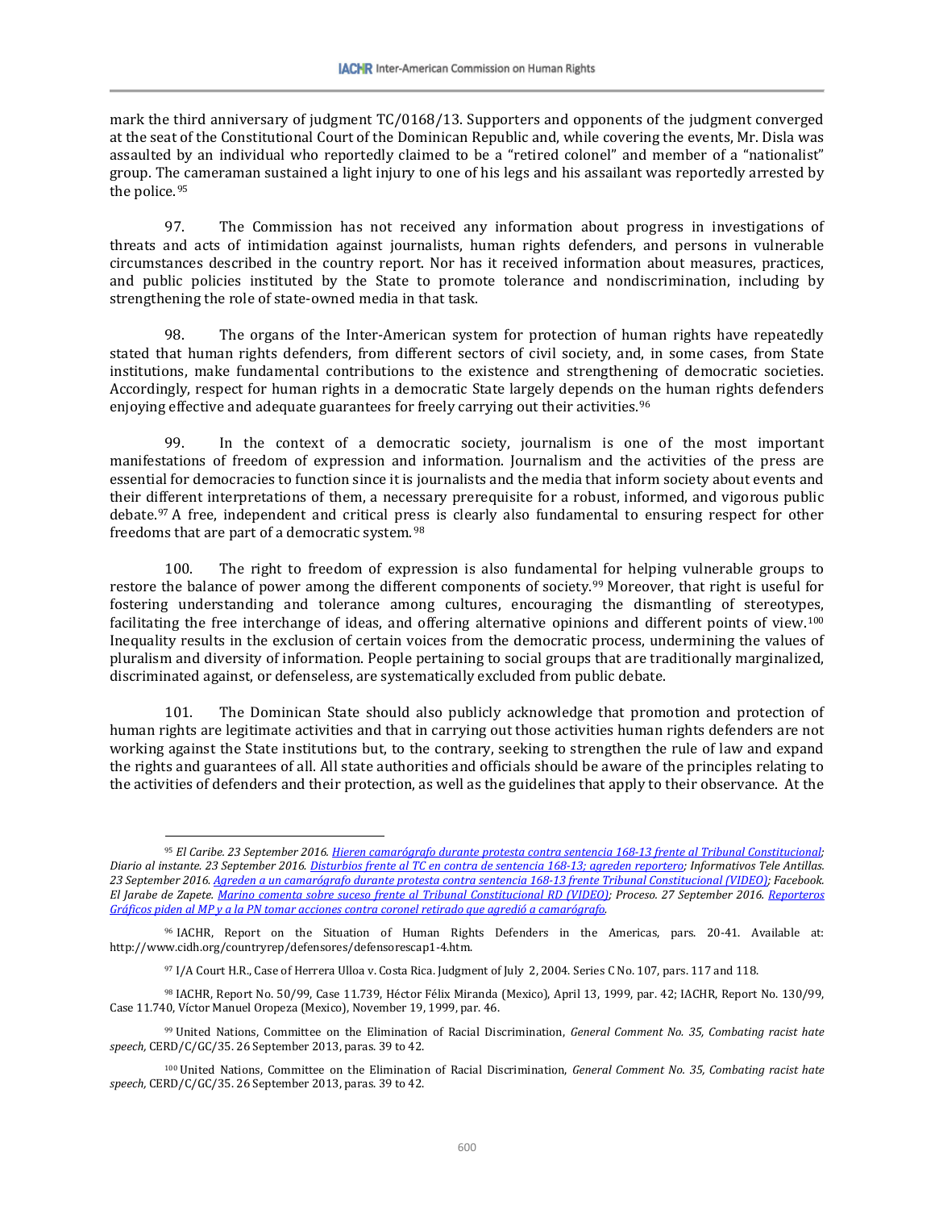mark the third anniversary of judgment TC/0168/13. Supporters and opponents of the judgment converged at the seat of the Constitutional Court of the Dominican Republic and, while covering the events, Mr. Disla was assaulted by an individual who reportedly claimed to be a "retired colonel" and member of a "nationalist" group. The cameraman sustained a light injury to one of his legs and his assailant was reportedly arrested by the police.[95]

97. The Commission has not received any information about progress in investigations of threats and acts of intimidation against journalists, human rights defenders, and persons in vulnerable circumstances described in the country report. Nor has it received information about measures, practices, and public policies instituted by the State to promote tolerance and nondiscrimination, including by strengthening the role of state-owned media in that task.

98. The organs of the Inter-American system for protection of human rights have repeatedly stated that human rights defenders, from different sectors of civil society, and, in some cases, from State institutions, make fundamental contributions to the existence and strengthening of democratic societies. Accordingly, respect for human rights in a democratic State largely depends on the human rights defenders enjoying effective and adequate guarantees for freely carrying out their activities.[96]

99. In the context of a democratic society, journalism is one of the most important manifestations of freedom of expression and information. Journalism and the activities of the press are essential for democracies to function since it is journalists and the media that inform society about events and their different interpretations of them, a necessary prerequisite for a robust, informed, and vigorous public debate.[97] A free, independent and critical press is clearly also fundamental to ensuring respect for other freedoms that are part of a democratic system.[98]

100. The right to freedom of expression is also fundamental for helping vulnerable groups to restore the balance of power among the different components of society.[99] Moreover, that right is useful for fostering understanding and tolerance among cultures, encouraging the dismantling of stereotypes, facilitating the free interchange of ideas, and offering alternative opinions and different points of view.[100] Inequality results in the exclusion of certain voices from the democratic process, undermining the values of pluralism and diversity of information. People pertaining to social groups that are traditionally marginalized, discriminated against, or defenseless, are systematically excluded from public debate.

101. The Dominican State should also publicly acknowledge that promotion and protection of human rights are legitimate activities and that in carrying out those activities human rights defenders are not working against the State institutions but, to the contrary, seeking to strengthen the rule of law and expand the rights and guarantees of all. All state authorities and officials should be aware of the principles relating to the activities of defenders and their protection, as well as the guidelines that apply to their observance. At the

---

[95] *El Caribe. 23 September 2016. Hieren camarógrafo durante protesta contra sentencia 168-13 frente al Tribunal Constitucional; Diario al instante. 23 September 2016. Disturbios frente al TC en contra de sentencia 168-13; agreden reportero; Informativos Tele Antillas. 23 September 2016. Agreden a un camarógrafo durante protesta contra sentencia 168-13 frente Tribunal Constitucional (VIDEO); Facebook. El Jarabe de Zapete. Marino comenta sobre suceso frente al Tribunal Constitucional RD (VIDEO); Proceso. 27 September 2016. Reporteros Gráficos piden al MP y a la PN tomar acciones contra coronel retirado que agredió a camarógrafo.*

[96] IACHR, Report on the Situation of Human Rights Defenders in the Americas, pars. 20-41. Available at: http://www.cidh.org/countryrep/defensores/defensorescap1-4.htm.

[97] I/A Court H.R., Case of Herrera Ulloa v. Costa Rica. Judgment of July 2, 2004. Series C No. 107, pars. 117 and 118.

[98] IACHR, Report No. 50/99, Case 11.739, Héctor Félix Miranda (Mexico), April 13, 1999, par. 42; IACHR, Report No. 130/99, Case 11.740, Víctor Manuel Oropeza (Mexico), November 19, 1999, par. 46.

[99] United Nations, Committee on the Elimination of Racial Discrimination, *General Comment No. 35, Combating racist hate speech,* CERD/C/GC/35. 26 September 2013, paras. 39 to 42.

[100] United Nations, Committee on the Elimination of Racial Discrimination, *General Comment No. 35, Combating racist hate speech,* CERD/C/GC/35. 26 September 2013, paras. 39 to 42.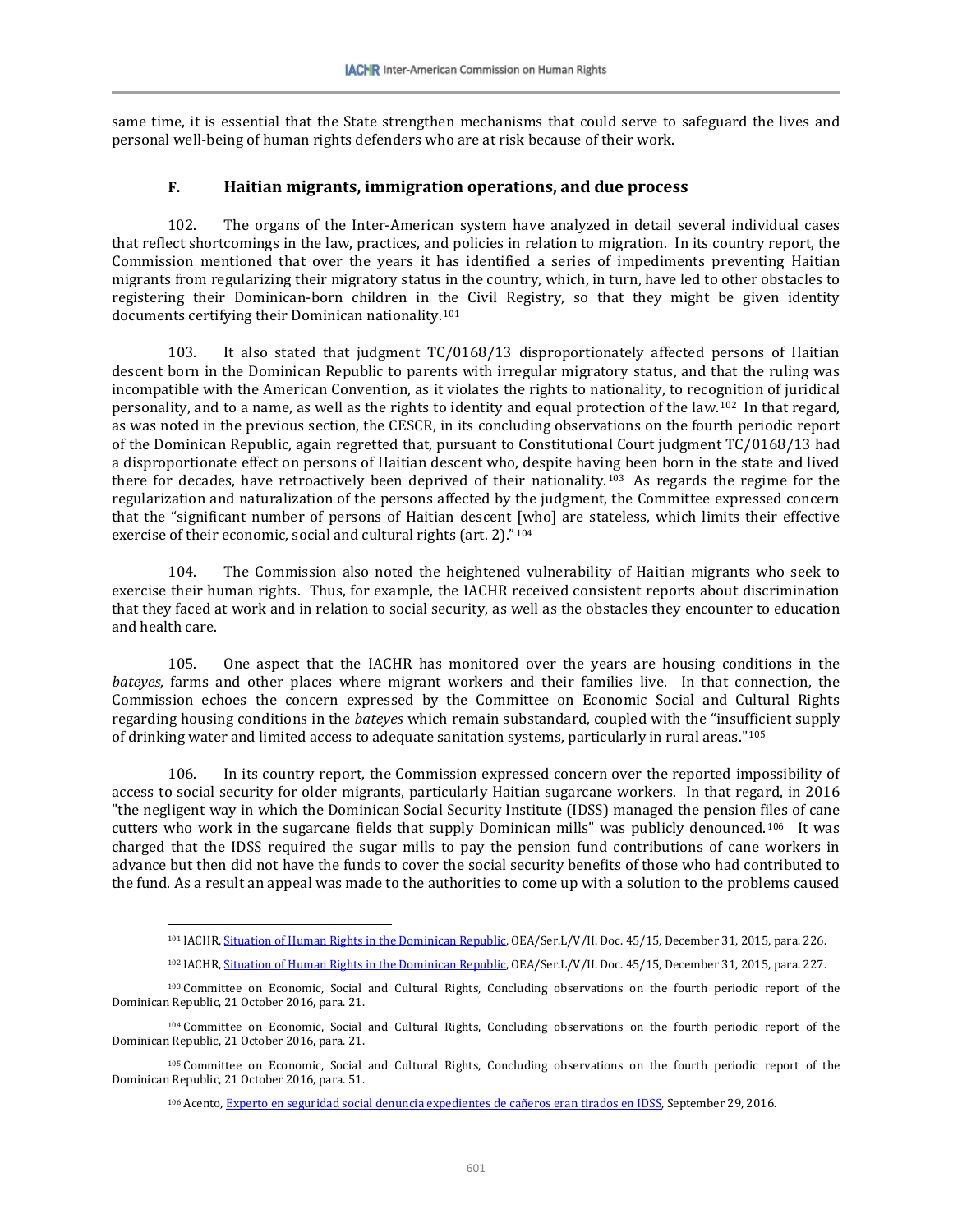same time, it is essential that the State strengthen mechanisms that could serve to safeguard the lives and personal well-being of human rights defenders who are at risk because of their work.

### F. Haitian migrants, immigration operations, and due process

102. The organs of the Inter-American system have analyzed in detail several individual cases that reflect shortcomings in the law, practices, and policies in relation to migration. In its country report, the Commission mentioned that over the years it has identified a series of impediments preventing Haitian migrants from regularizing their migratory status in the country, which, in turn, have led to other obstacles to registering their Dominican-born children in the Civil Registry, so that they might be given identity documents certifying their Dominican nationality.[101]

103. It also stated that judgment TC/0168/13 disproportionately affected persons of Haitian descent born in the Dominican Republic to parents with irregular migratory status, and that the ruling was incompatible with the American Convention, as it violates the rights to nationality, to recognition of juridical personality, and to a name, as well as the rights to identity and equal protection of the law.[102] In that regard, as was noted in the previous section, the CESCR, in its concluding observations on the fourth periodic report of the Dominican Republic, again regretted that, pursuant to Constitutional Court judgment TC/0168/13 had a disproportionate effect on persons of Haitian descent who, despite having been born in the state and lived there for decades, have retroactively been deprived of their nationality.[103] As regards the regime for the regularization and naturalization of the persons affected by the judgment, the Committee expressed concern that the "significant number of persons of Haitian descent [who] are stateless, which limits their effective exercise of their economic, social and cultural rights (art. 2)."[104]

104. The Commission also noted the heightened vulnerability of Haitian migrants who seek to exercise their human rights. Thus, for example, the IACHR received consistent reports about discrimination that they faced at work and in relation to social security, as well as the obstacles they encounter to education and health care.

105. One aspect that the IACHR has monitored over the years are housing conditions in the *bateyes*, farms and other places where migrant workers and their families live. In that connection, the Commission echoes the concern expressed by the Committee on Economic Social and Cultural Rights regarding housing conditions in the *bateyes* which remain substandard, coupled with the "insufficient supply of drinking water and limited access to adequate sanitation systems, particularly in rural areas."[105]

106. In its country report, the Commission expressed concern over the reported impossibility of access to social security for older migrants, particularly Haitian sugarcane workers. In that regard, in 2016 "the negligent way in which the Dominican Social Security Institute (IDSS) managed the pension files of cane cutters who work in the sugarcane fields that supply Dominican mills" was publicly denounced.[106] It was charged that the IDSS required the sugar mills to pay the pension fund contributions of cane workers in advance but then did not have the funds to cover the social security benefits of those who had contributed to the fund. As a result an appeal was made to the authorities to come up with a solution to the problems caused

---

[101] IACHR, Situation of Human Rights in the Dominican Republic, OEA/Ser.L/V/II. Doc. 45/15, December 31, 2015, para. 226.

[102] IACHR, Situation of Human Rights in the Dominican Republic, OEA/Ser.L/V/II. Doc. 45/15, December 31, 2015, para. 227.

[103] Committee on Economic, Social and Cultural Rights, Concluding observations on the fourth periodic report of the Dominican Republic, 21 October 2016, para. 21.

[104] Committee on Economic, Social and Cultural Rights, Concluding observations on the fourth periodic report of the Dominican Republic, 21 October 2016, para. 21.

[105] Committee on Economic, Social and Cultural Rights, Concluding observations on the fourth periodic report of the Dominican Republic, 21 October 2016, para. 51.

[106] Acento, Experto en seguridad social denuncia expedientes de cañeros eran tirados en IDSS, September 29, 2016.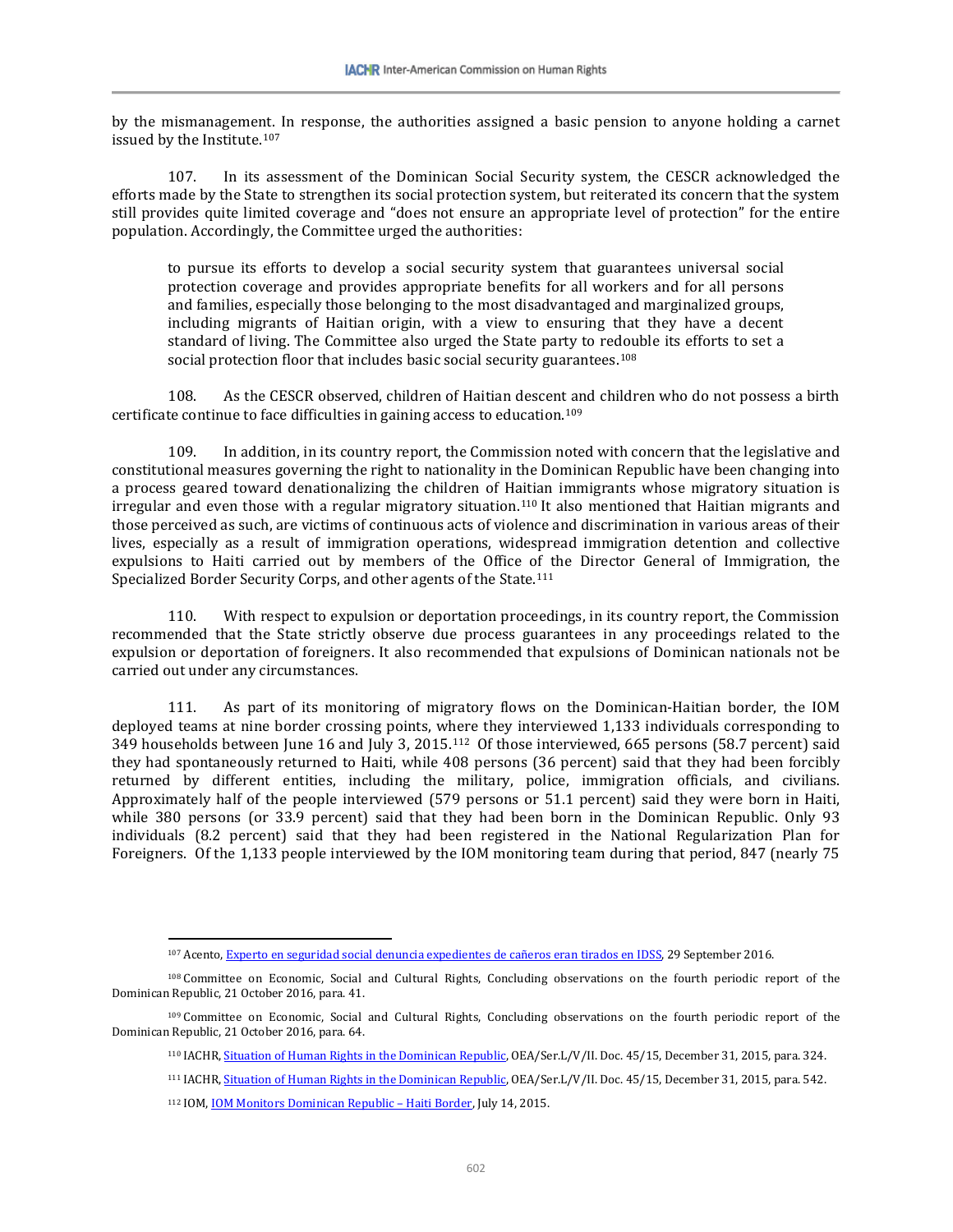by the mismanagement. In response, the authorities assigned a basic pension to anyone holding a carnet issued by the Institute.[107]

107. In its assessment of the Dominican Social Security system, the CESCR acknowledged the efforts made by the State to strengthen its social protection system, but reiterated its concern that the system still provides quite limited coverage and "does not ensure an appropriate level of protection" for the entire population. Accordingly, the Committee urged the authorities:

> to pursue its efforts to develop a social security system that guarantees universal social protection coverage and provides appropriate benefits for all workers and for all persons and families, especially those belonging to the most disadvantaged and marginalized groups, including migrants of Haitian origin, with a view to ensuring that they have a decent standard of living. The Committee also urged the State party to redouble its efforts to set a social protection floor that includes basic social security guarantees.[108]

108. As the CESCR observed, children of Haitian descent and children who do not possess a birth certificate continue to face difficulties in gaining access to education.[109]

109. In addition, in its country report, the Commission noted with concern that the legislative and constitutional measures governing the right to nationality in the Dominican Republic have been changing into a process geared toward denationalizing the children of Haitian immigrants whose migratory situation is irregular and even those with a regular migratory situation.[110] It also mentioned that Haitian migrants and those perceived as such, are victims of continuous acts of violence and discrimination in various areas of their lives, especially as a result of immigration operations, widespread immigration detention and collective expulsions to Haiti carried out by members of the Office of the Director General of Immigration, the Specialized Border Security Corps, and other agents of the State.[111]

110. With respect to expulsion or deportation proceedings, in its country report, the Commission recommended that the State strictly observe due process guarantees in any proceedings related to the expulsion or deportation of foreigners. It also recommended that expulsions of Dominican nationals not be carried out under any circumstances.

111. As part of its monitoring of migratory flows on the Dominican-Haitian border, the IOM deployed teams at nine border crossing points, where they interviewed 1,133 individuals corresponding to 349 households between June 16 and July 3, 2015.[112] Of those interviewed, 665 persons (58.7 percent) said they had spontaneously returned to Haiti, while 408 persons (36 percent) said that they had been forcibly returned by different entities, including the military, police, immigration officials, and civilians. Approximately half of the people interviewed (579 persons or 51.1 percent) said they were born in Haiti, while 380 persons (or 33.9 percent) said that they had been born in the Dominican Republic. Only 93 individuals (8.2 percent) said that they had been registered in the National Regularization Plan for Foreigners. Of the 1,133 people interviewed by the IOM monitoring team during that period, 847 (nearly 75

---

[107] Acento, Experto en seguridad social denuncia expedientes de cañeros eran tirados en IDSS, 29 September 2016.

[108] Committee on Economic, Social and Cultural Rights, Concluding observations on the fourth periodic report of the Dominican Republic, 21 October 2016, para. 41.

[109] Committee on Economic, Social and Cultural Rights, Concluding observations on the fourth periodic report of the Dominican Republic, 21 October 2016, para. 64.

[110] IACHR, Situation of Human Rights in the Dominican Republic, OEA/Ser.L/V/II. Doc. 45/15, December 31, 2015, para. 324.

[111] IACHR, Situation of Human Rights in the Dominican Republic, OEA/Ser.L/V/II. Doc. 45/15, December 31, 2015, para. 542.

[112] IOM, IOM Monitors Dominican Republic – Haiti Border, July 14, 2015.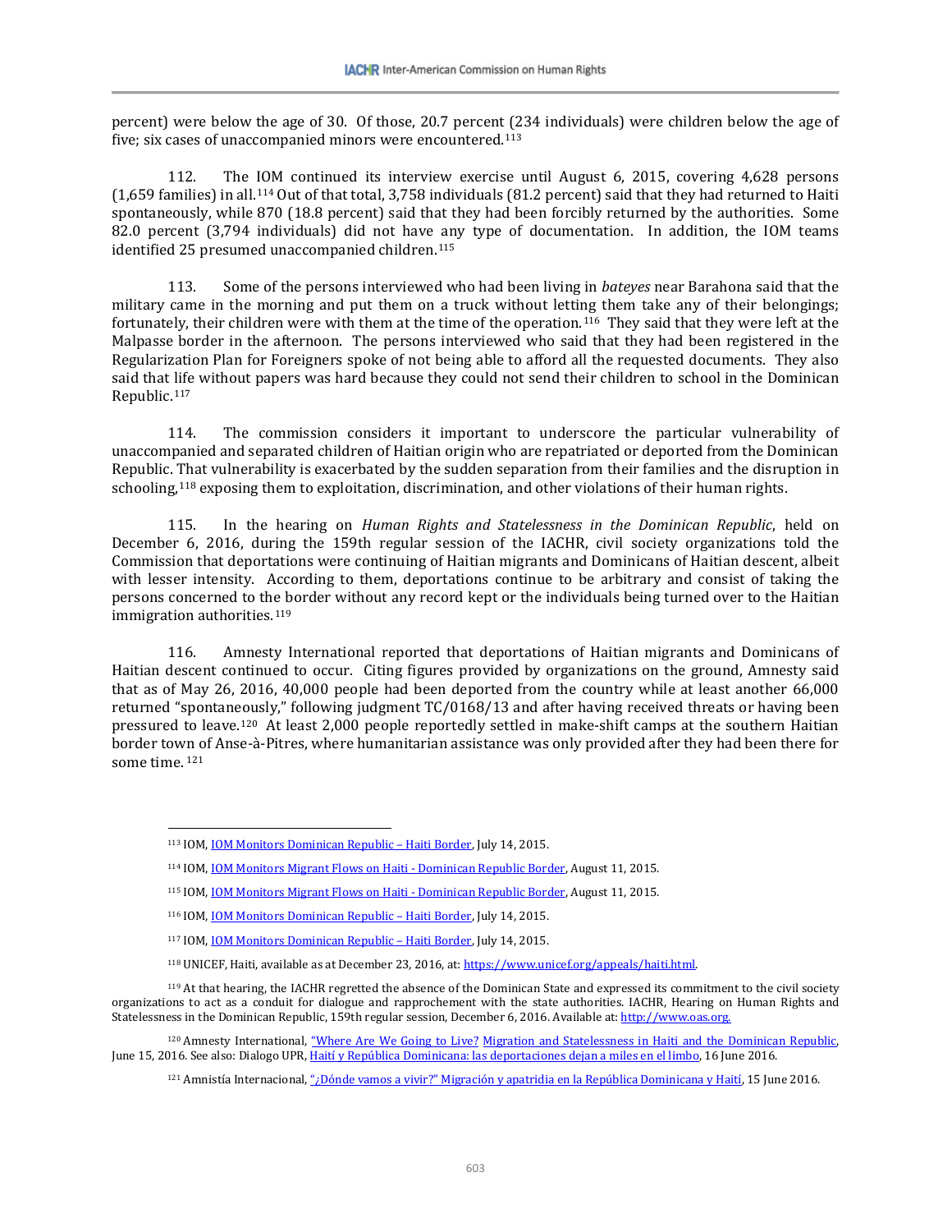percent) were below the age of 30. Of those, 20.7 percent (234 individuals) were children below the age of five; six cases of unaccompanied minors were encountered.[113]

112. The IOM continued its interview exercise until August 6, 2015, covering 4,628 persons (1,659 families) in all.[114] Out of that total, 3,758 individuals (81.2 percent) said that they had returned to Haiti spontaneously, while 870 (18.8 percent) said that they had been forcibly returned by the authorities. Some 82.0 percent (3,794 individuals) did not have any type of documentation. In addition, the IOM teams identified 25 presumed unaccompanied children.[115]

113. Some of the persons interviewed who had been living in *bateyes* near Barahona said that the military came in the morning and put them on a truck without letting them take any of their belongings; fortunately, their children were with them at the time of the operation.[116] They said that they were left at the Malpasse border in the afternoon. The persons interviewed who said that they had been registered in the Regularization Plan for Foreigners spoke of not being able to afford all the requested documents. They also said that life without papers was hard because they could not send their children to school in the Dominican Republic.[117]

114. The commission considers it important to underscore the particular vulnerability of unaccompanied and separated children of Haitian origin who are repatriated or deported from the Dominican Republic. That vulnerability is exacerbated by the sudden separation from their families and the disruption in schooling,[118] exposing them to exploitation, discrimination, and other violations of their human rights.

115. In the hearing on *Human Rights and Statelessness in the Dominican Republic*, held on December 6, 2016, during the 159th regular session of the IACHR, civil society organizations told the Commission that deportations were continuing of Haitian migrants and Dominicans of Haitian descent, albeit with lesser intensity. According to them, deportations continue to be arbitrary and consist of taking the persons concerned to the border without any record kept or the individuals being turned over to the Haitian immigration authorities.[119]

116. Amnesty International reported that deportations of Haitian migrants and Dominicans of Haitian descent continued to occur. Citing figures provided by organizations on the ground, Amnesty said that as of May 26, 2016, 40,000 people had been deported from the country while at least another 66,000 returned "spontaneously," following judgment TC/0168/13 and after having received threats or having been pressured to leave.[120] At least 2,000 people reportedly settled in make-shift camps at the southern Haitian border town of Anse-à-Pitres, where humanitarian assistance was only provided after they had been there for some time.[121]

---

[113] IOM, IOM Monitors Dominican Republic – Haiti Border, July 14, 2015.

[114] IOM, IOM Monitors Migrant Flows on Haiti - Dominican Republic Border, August 11, 2015.

[115] IOM, IOM Monitors Migrant Flows on Haiti - Dominican Republic Border, August 11, 2015.

[116] IOM, IOM Monitors Dominican Republic – Haiti Border, July 14, 2015.

[117] IOM, IOM Monitors Dominican Republic – Haiti Border, July 14, 2015.

[118] UNICEF, Haiti, available as at December 23, 2016, at: https://www.unicef.org/appeals/haiti.html.

[119] At that hearing, the IACHR regretted the absence of the Dominican State and expressed its commitment to the civil society organizations to act as a conduit for dialogue and rapprochement with the state authorities. IACHR, Hearing on Human Rights and Statelessness in the Dominican Republic, 159th regular session, December 6, 2016. Available at: http://www.oas.org.

[120] Amnesty International, "Where Are We Going to Live? Migration and Statelessness in Haiti and the Dominican Republic, June 15, 2016. See also: Dialogo UPR, Haití y República Dominicana: las deportaciones dejan a miles en el limbo, 16 June 2016.

[121] Amnistía Internacional, "¿Dónde vamos a vivir?" Migración y apatridia en la República Dominicana y Haití, 15 June 2016.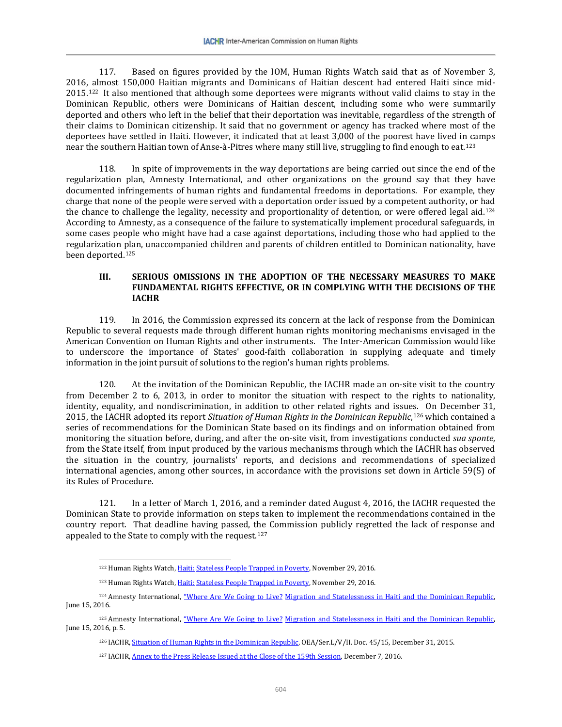117. Based on figures provided by the IOM, Human Rights Watch said that as of November 3, 2016, almost 150,000 Haitian migrants and Dominicans of Haitian descent had entered Haiti since mid-2015.[122] It also mentioned that although some deportees were migrants without valid claims to stay in the Dominican Republic, others were Dominicans of Haitian descent, including some who were summarily deported and others who left in the belief that their deportation was inevitable, regardless of the strength of their claims to Dominican citizenship. It said that no government or agency has tracked where most of the deportees have settled in Haiti. However, it indicated that at least 3,000 of the poorest have lived in camps near the southern Haitian town of Anse-à-Pitres where many still live, struggling to find enough to eat.[123]

118. In spite of improvements in the way deportations are being carried out since the end of the regularization plan, Amnesty International, and other organizations on the ground say that they have documented infringements of human rights and fundamental freedoms in deportations. For example, they charge that none of the people were served with a deportation order issued by a competent authority, or had the chance to challenge the legality, necessity and proportionality of detention, or were offered legal aid.[124] According to Amnesty, as a consequence of the failure to systematically implement procedural safeguards, in some cases people who might have had a case against deportations, including those who had applied to the regularization plan, unaccompanied children and parents of children entitled to Dominican nationality, have been deported.[125]

## III. SERIOUS OMISSIONS IN THE ADOPTION OF THE NECESSARY MEASURES TO MAKE FUNDAMENTAL RIGHTS EFFECTIVE, OR IN COMPLYING WITH THE DECISIONS OF THE IACHR

119. In 2016, the Commission expressed its concern at the lack of response from the Dominican Republic to several requests made through different human rights monitoring mechanisms envisaged in the American Convention on Human Rights and other instruments. The Inter-American Commission would like to underscore the importance of States' good-faith collaboration in supplying adequate and timely information in the joint pursuit of solutions to the region's human rights problems.

120. At the invitation of the Dominican Republic, the IACHR made an on-site visit to the country from December 2 to 6, 2013, in order to monitor the situation with respect to the rights to nationality, identity, equality, and nondiscrimination, in addition to other related rights and issues. On December 31, 2015, the IACHR adopted its report *Situation of Human Rights in the Dominican Republic*,[126] which contained a series of recommendations for the Dominican State based on its findings and on information obtained from monitoring the situation before, during, and after the on-site visit, from investigations conducted *sua sponte*, from the State itself, from input produced by the various mechanisms through which the IACHR has observed the situation in the country, journalists' reports, and decisions and recommendations of specialized international agencies, among other sources, in accordance with the provisions set down in Article 59(5) of its Rules of Procedure.

121. In a letter of March 1, 2016, and a reminder dated August 4, 2016, the IACHR requested the Dominican State to provide information on steps taken to implement the recommendations contained in the country report. That deadline having passed, the Commission publicly regretted the lack of response and appealed to the State to comply with the request.[127]

---

[122] Human Rights Watch, Haiti: Stateless People Trapped in Poverty, November 29, 2016.

[123] Human Rights Watch, Haiti: Stateless People Trapped in Poverty, November 29, 2016.

[124] Amnesty International, "Where Are We Going to Live? Migration and Statelessness in Haiti and the Dominican Republic, June 15, 2016.

[125] Amnesty International, "Where Are We Going to Live? Migration and Statelessness in Haiti and the Dominican Republic, June 15, 2016, p. 5.

[126] IACHR, Situation of Human Rights in the Dominican Republic, OEA/Ser.L/V/II. Doc. 45/15, December 31, 2015.

[127] IACHR, Annex to the Press Release Issued at the Close of the 159th Session, December 7, 2016.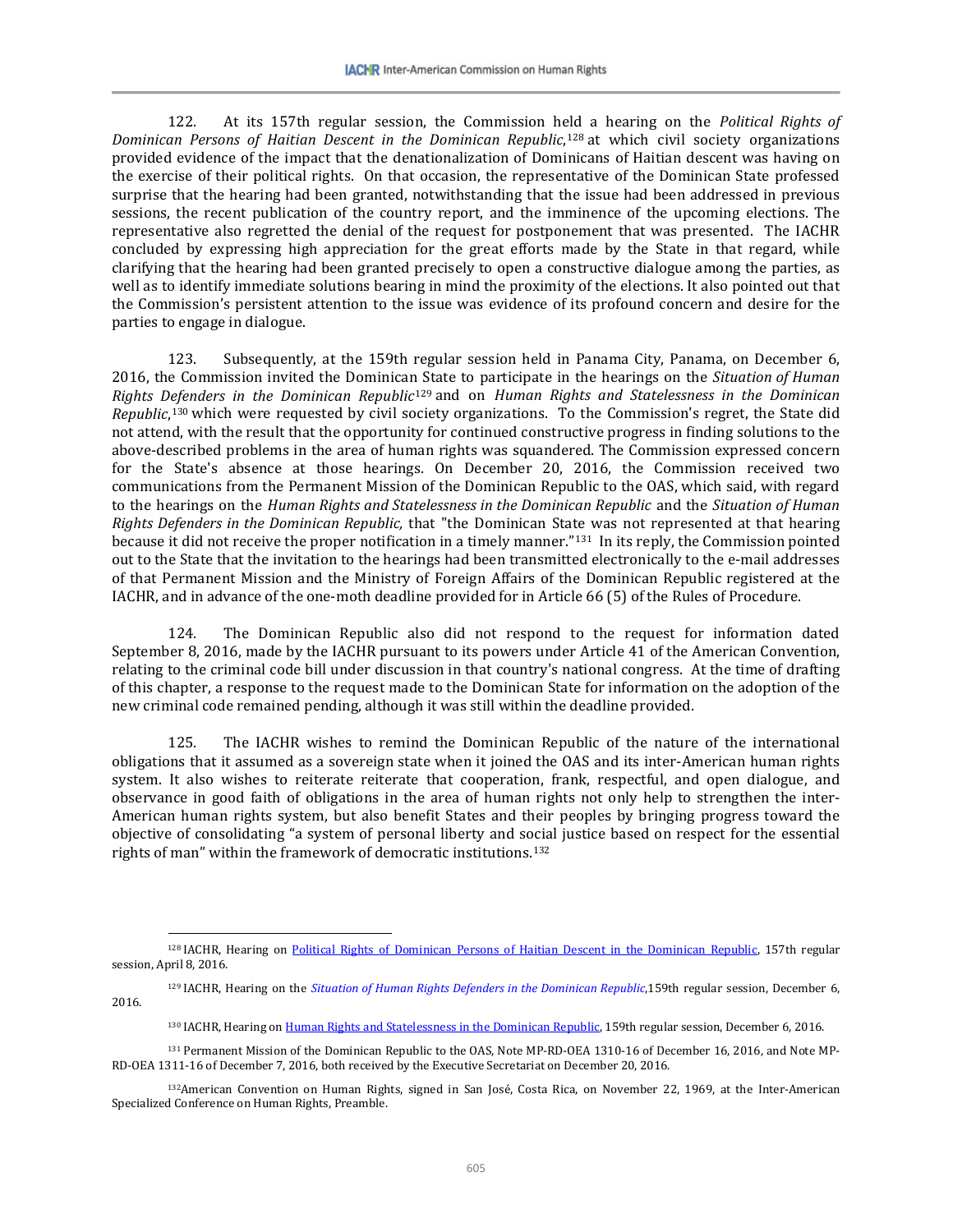122. At its 157th regular session, the Commission held a hearing on the *Political Rights of Dominican Persons of Haitian Descent in the Dominican Republic*,[128] at which civil society organizations provided evidence of the impact that the denationalization of Dominicans of Haitian descent was having on the exercise of their political rights. On that occasion, the representative of the Dominican State professed surprise that the hearing had been granted, notwithstanding that the issue had been addressed in previous sessions, the recent publication of the country report, and the imminence of the upcoming elections. The representative also regretted the denial of the request for postponement that was presented. The IACHR concluded by expressing high appreciation for the great efforts made by the State in that regard, while clarifying that the hearing had been granted precisely to open a constructive dialogue among the parties, as well as to identify immediate solutions bearing in mind the proximity of the elections. It also pointed out that the Commission's persistent attention to the issue was evidence of its profound concern and desire for the parties to engage in dialogue.

123. Subsequently, at the 159th regular session held in Panama City, Panama, on December 6, 2016, the Commission invited the Dominican State to participate in the hearings on the *Situation of Human Rights Defenders in the Dominican Republic*[129] and on *Human Rights and Statelessness in the Dominican Republic*,[130] which were requested by civil society organizations. To the Commission's regret, the State did not attend, with the result that the opportunity for continued constructive progress in finding solutions to the above-described problems in the area of human rights was squandered. The Commission expressed concern for the State's absence at those hearings. On December 20, 2016, the Commission received two communications from the Permanent Mission of the Dominican Republic to the OAS, which said, with regard to the hearings on the *Human Rights and Statelessness in the Dominican Republic* and the *Situation of Human Rights Defenders in the Dominican Republic,* that "the Dominican State was not represented at that hearing because it did not receive the proper notification in a timely manner."[131] In its reply, the Commission pointed out to the State that the invitation to the hearings had been transmitted electronically to the e-mail addresses of that Permanent Mission and the Ministry of Foreign Affairs of the Dominican Republic registered at the IACHR, and in advance of the one-moth deadline provided for in Article 66 (5) of the Rules of Procedure.

124. The Dominican Republic also did not respond to the request for information dated September 8, 2016, made by the IACHR pursuant to its powers under Article 41 of the American Convention, relating to the criminal code bill under discussion in that country's national congress. At the time of drafting of this chapter, a response to the request made to the Dominican State for information on the adoption of the new criminal code remained pending, although it was still within the deadline provided.

125. The IACHR wishes to remind the Dominican Republic of the nature of the international obligations that it assumed as a sovereign state when it joined the OAS and its inter-American human rights system. It also wishes to reiterate reiterate that cooperation, frank, respectful, and open dialogue, and observance in good faith of obligations in the area of human rights not only help to strengthen the inter-American human rights system, but also benefit States and their peoples by bringing progress toward the objective of consolidating "a system of personal liberty and social justice based on respect for the essential rights of man" within the framework of democratic institutions.[132]

---

[128] IACHR, Hearing on Political Rights of Dominican Persons of Haitian Descent in the Dominican Republic, 157th regular session, April 8, 2016.

[129] IACHR, Hearing on the *Situation of Human Rights Defenders in the Dominican Republic*,159th regular session, December 6, 2016.

[130] IACHR, Hearing on Human Rights and Statelessness in the Dominican Republic, 159th regular session, December 6, 2016.

[131] Permanent Mission of the Dominican Republic to the OAS, Note MP-RD-OEA 1310-16 of December 16, 2016, and Note MP-RD-OEA 1311-16 of December 7, 2016, both received by the Executive Secretariat on December 20, 2016.

[132] American Convention on Human Rights, signed in San José, Costa Rica, on November 22, 1969, at the Inter-American Specialized Conference on Human Rights, Preamble.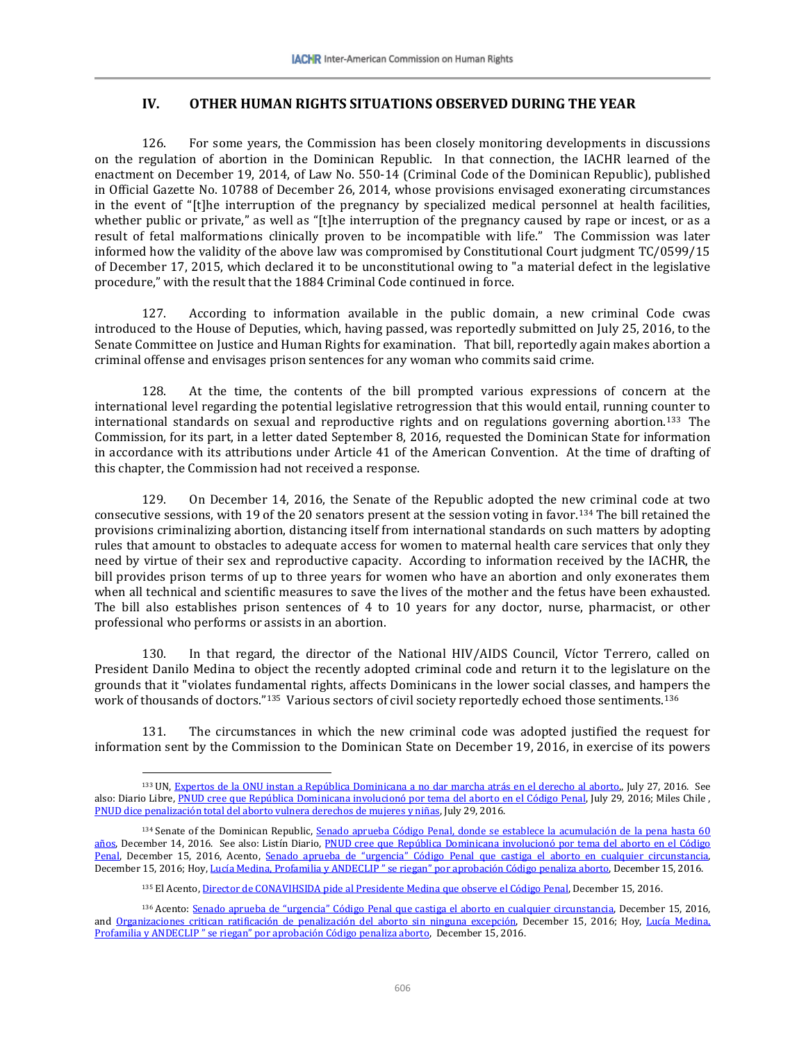## IV. OTHER HUMAN RIGHTS SITUATIONS OBSERVED DURING THE YEAR

126. For some years, the Commission has been closely monitoring developments in discussions on the regulation of abortion in the Dominican Republic. In that connection, the IACHR learned of the enactment on December 19, 2014, of Law No. 550-14 (Criminal Code of the Dominican Republic), published in Official Gazette No. 10788 of December 26, 2014, whose provisions envisaged exonerating circumstances in the event of "[t]he interruption of the pregnancy by specialized medical personnel at health facilities, whether public or private," as well as "[t]he interruption of the pregnancy caused by rape or incest, or as a result of fetal malformations clinically proven to be incompatible with life." The Commission was later informed how the validity of the above law was compromised by Constitutional Court judgment TC/0599/15 of December 17, 2015, which declared it to be unconstitutional owing to "a material defect in the legislative procedure," with the result that the 1884 Criminal Code continued in force.

127. According to information available in the public domain, a new criminal Code cwas introduced to the House of Deputies, which, having passed, was reportedly submitted on July 25, 2016, to the Senate Committee on Justice and Human Rights for examination. That bill, reportedly again makes abortion a criminal offense and envisages prison sentences for any woman who commits said crime.

128. At the time, the contents of the bill prompted various expressions of concern at the international level regarding the potential legislative retrogression that this would entail, running counter to international standards on sexual and reproductive rights and on regulations governing abortion.[133] The Commission, for its part, in a letter dated September 8, 2016, requested the Dominican State for information in accordance with its attributions under Article 41 of the American Convention. At the time of drafting of this chapter, the Commission had not received a response.

129. On December 14, 2016, the Senate of the Republic adopted the new criminal code at two consecutive sessions, with 19 of the 20 senators present at the session voting in favor.[134] The bill retained the provisions criminalizing abortion, distancing itself from international standards on such matters by adopting rules that amount to obstacles to adequate access for women to maternal health care services that only they need by virtue of their sex and reproductive capacity. According to information received by the IACHR, the bill provides prison terms of up to three years for women who have an abortion and only exonerates them when all technical and scientific measures to save the lives of the mother and the fetus have been exhausted. The bill also establishes prison sentences of 4 to 10 years for any doctor, nurse, pharmacist, or other professional who performs or assists in an abortion.

130. In that regard, the director of the National HIV/AIDS Council, Víctor Terrero, called on President Danilo Medina to object the recently adopted criminal code and return it to the legislature on the grounds that it "violates fundamental rights, affects Dominicans in the lower social classes, and hampers the work of thousands of doctors."[135] Various sectors of civil society reportedly echoed those sentiments.[136]

131. The circumstances in which the new criminal code was adopted justified the request for information sent by the Commission to the Dominican State on December 19, 2016, in exercise of its powers

---

[133] UN, Expertos de la ONU instan a República Dominicana a no dar marcha atrás en el derecho al aborto,, July 27, 2016. See also: Diario Libre, PNUD cree que República Dominicana involucionó por tema del aborto en el Código Penal, July 29, 2016; Miles Chile , PNUD dice penalización total del aborto vulnera derechos de mujeres y niñas, July 29, 2016.

[134] Senate of the Dominican Republic, Senado aprueba Código Penal, donde se establece la acumulación de la pena hasta 60 años, December 14, 2016. See also: Listín Diario, PNUD cree que República Dominicana involucionó por tema del aborto en el Código Penal, December 15, 2016, Acento, Senado aprueba de "urgencia" Código Penal que castiga el aborto en cualquier circunstancia, December 15, 2016; Hoy, Lucía Medina, Profamilia y ANDECLIP " se riegan" por aprobación Código penaliza aborto, December 15, 2016.

[135] El Acento, Director de CONAVIHSIDA pide al Presidente Medina que observe el Código Penal, December 15, 2016.

[136] Acento: Senado aprueba de "urgencia" Código Penal que castiga el aborto en cualquier circunstancia, December 15, 2016, and Organizaciones critican ratificación de penalización del aborto sin ninguna excepción, December 15, 2016; Hoy, Lucía Medina, Profamilia y ANDECLIP " se riegan" por aprobación Código penaliza aborto, December 15, 2016.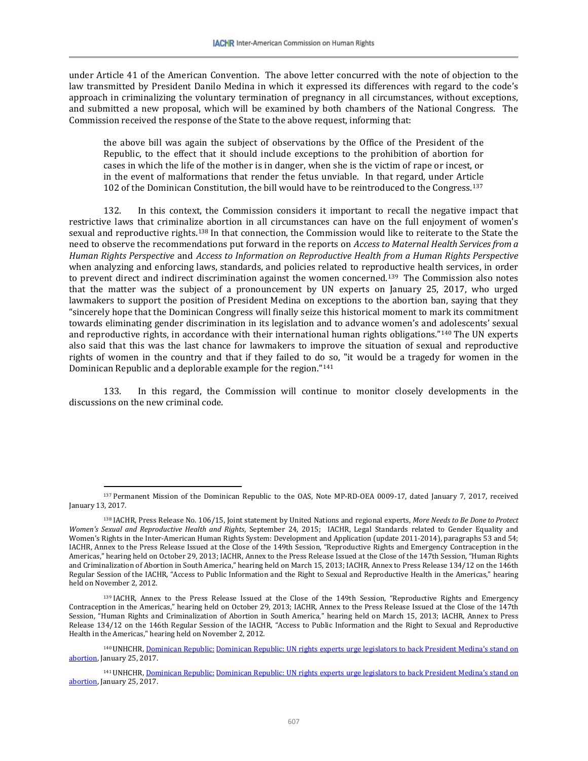under Article 41 of the American Convention. The above letter concurred with the note of objection to the law transmitted by President Danilo Medina in which it expressed its differences with regard to the code's approach in criminalizing the voluntary termination of pregnancy in all circumstances, without exceptions, and submitted a new proposal, which will be examined by both chambers of the National Congress. The Commission received the response of the State to the above request, informing that:

> the above bill was again the subject of observations by the Office of the President of the Republic, to the effect that it should include exceptions to the prohibition of abortion for cases in which the life of the mother is in danger, when she is the victim of rape or incest, or in the event of malformations that render the fetus unviable. In that regard, under Article 102 of the Dominican Constitution, the bill would have to be reintroduced to the Congress.[137]

132. In this context, the Commission considers it important to recall the negative impact that restrictive laws that criminalize abortion in all circumstances can have on the full enjoyment of women's sexual and reproductive rights.[138] In that connection, the Commission would like to reiterate to the State the need to observe the recommendations put forward in the reports on *Access to Maternal Health Services from a Human Rights Perspective* and *Access to Information on Reproductive Health from a Human Rights Perspective* when analyzing and enforcing laws, standards, and policies related to reproductive health services, in order to prevent direct and indirect discrimination against the women concerned.[139] The Commission also notes that the matter was the subject of a pronouncement by UN experts on January 25, 2017, who urged lawmakers to support the position of President Medina on exceptions to the abortion ban, saying that they "sincerely hope that the Dominican Congress will finally seize this historical moment to mark its commitment towards eliminating gender discrimination in its legislation and to advance women's and adolescents' sexual and reproductive rights, in accordance with their international human rights obligations."[140] The UN experts also said that this was the last chance for lawmakers to improve the situation of sexual and reproductive rights of women in the country and that if they failed to do so, "it would be a tragedy for women in the Dominican Republic and a deplorable example for the region."[141]

133. In this regard, the Commission will continue to monitor closely developments in the discussions on the new criminal code.

---

[137] Permanent Mission of the Dominican Republic to the OAS, Note MP-RD-OEA 0009-17, dated January 7, 2017, received January 13, 2017.

[138] IACHR, Press Release No. 106/15, Joint statement by United Nations and regional experts, *More Needs to Be Done to Protect Women's Sexual and Reproductive Health and Rights*, September 24, 2015; IACHR, Legal Standards related to Gender Equality and Women's Rights in the Inter-American Human Rights System: Development and Application (update 2011-2014), paragraphs 53 and 54; IACHR, Annex to the Press Release Issued at the Close of the 149th Session, "Reproductive Rights and Emergency Contraception in the Americas," hearing held on October 29, 2013; IACHR, Annex to the Press Release Issued at the Close of the 147th Session, "Human Rights and Criminalization of Abortion in South America," hearing held on March 15, 2013; IACHR, Annex to Press Release 134/12 on the 146th Regular Session of the IACHR, "Access to Public Information and the Right to Sexual and Reproductive Health in the Americas," hearing held on November 2, 2012.

[139] IACHR, Annex to the Press Release Issued at the Close of the 149th Session, "Reproductive Rights and Emergency Contraception in the Americas," hearing held on October 29, 2013; IACHR, Annex to the Press Release Issued at the Close of the 147th Session, "Human Rights and Criminalization of Abortion in South America," hearing held on March 15, 2013; IACHR, Annex to Press Release 134/12 on the 146th Regular Session of the IACHR, "Access to Public Information and the Right to Sexual and Reproductive Health in the Americas," hearing held on November 2, 2012.

[140] UNHCHR, Dominican Republic: Dominican Republic: UN rights experts urge legislators to back President Medina's stand on abortion, January 25, 2017.

[141] UNHCHR, Dominican Republic: Dominican Republic: UN rights experts urge legislators to back President Medina's stand on abortion, January 25, 2017.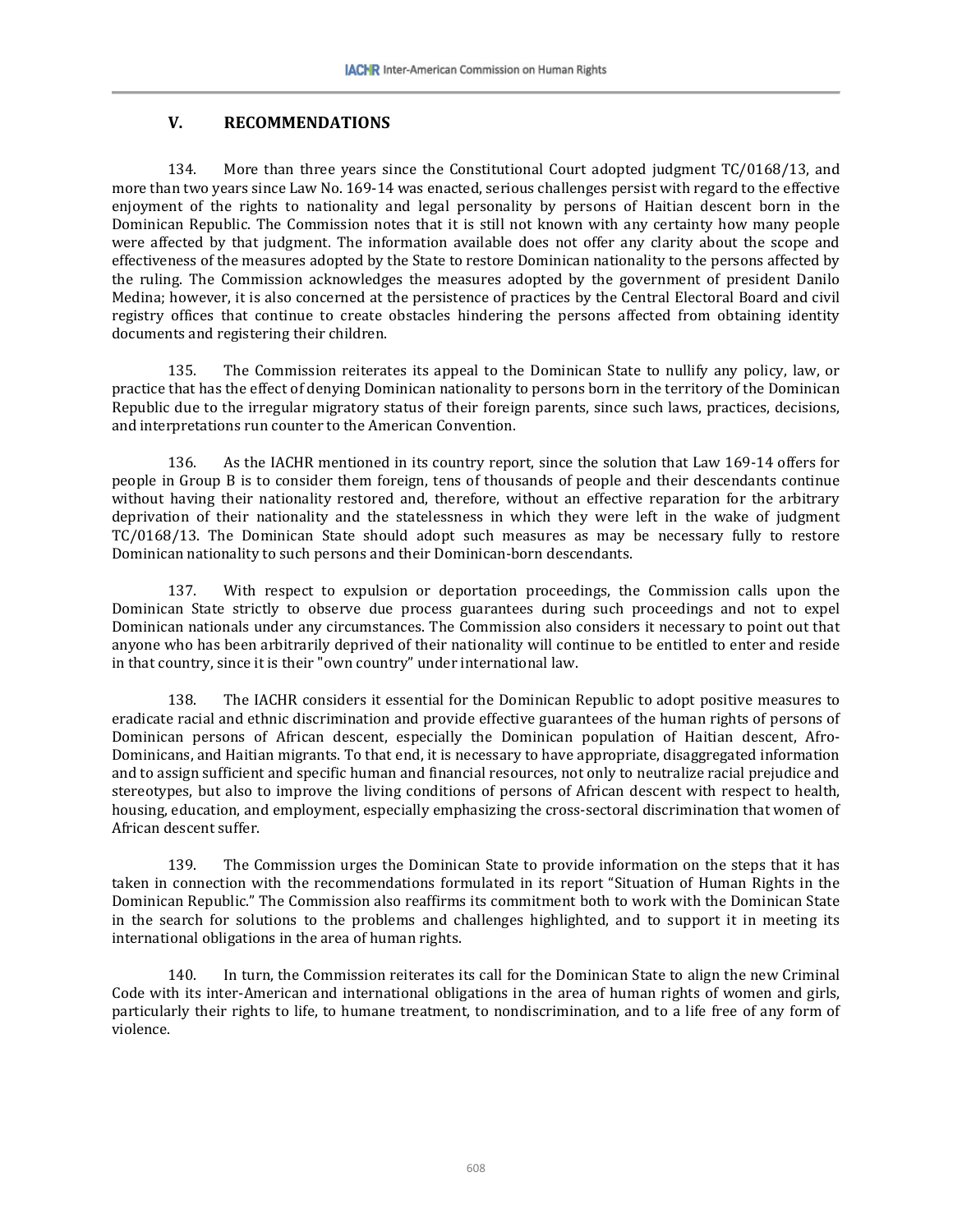## V. RECOMMENDATIONS

134. More than three years since the Constitutional Court adopted judgment TC/0168/13, and more than two years since Law No. 169-14 was enacted, serious challenges persist with regard to the effective enjoyment of the rights to nationality and legal personality by persons of Haitian descent born in the Dominican Republic. The Commission notes that it is still not known with any certainty how many people were affected by that judgment. The information available does not offer any clarity about the scope and effectiveness of the measures adopted by the State to restore Dominican nationality to the persons affected by the ruling. The Commission acknowledges the measures adopted by the government of president Danilo Medina; however, it is also concerned at the persistence of practices by the Central Electoral Board and civil registry offices that continue to create obstacles hindering the persons affected from obtaining identity documents and registering their children.

135. The Commission reiterates its appeal to the Dominican State to nullify any policy, law, or practice that has the effect of denying Dominican nationality to persons born in the territory of the Dominican Republic due to the irregular migratory status of their foreign parents, since such laws, practices, decisions, and interpretations run counter to the American Convention.

136. As the IACHR mentioned in its country report, since the solution that Law 169-14 offers for people in Group B is to consider them foreign, tens of thousands of people and their descendants continue without having their nationality restored and, therefore, without an effective reparation for the arbitrary deprivation of their nationality and the statelessness in which they were left in the wake of judgment TC/0168/13. The Dominican State should adopt such measures as may be necessary fully to restore Dominican nationality to such persons and their Dominican-born descendants.

137. With respect to expulsion or deportation proceedings, the Commission calls upon the Dominican State strictly to observe due process guarantees during such proceedings and not to expel Dominican nationals under any circumstances. The Commission also considers it necessary to point out that anyone who has been arbitrarily deprived of their nationality will continue to be entitled to enter and reside in that country, since it is their "own country" under international law.

138. The IACHR considers it essential for the Dominican Republic to adopt positive measures to eradicate racial and ethnic discrimination and provide effective guarantees of the human rights of persons of Dominican persons of African descent, especially the Dominican population of Haitian descent, Afro-Dominicans, and Haitian migrants. To that end, it is necessary to have appropriate, disaggregated information and to assign sufficient and specific human and financial resources, not only to neutralize racial prejudice and stereotypes, but also to improve the living conditions of persons of African descent with respect to health, housing, education, and employment, especially emphasizing the cross-sectoral discrimination that women of African descent suffer.

139. The Commission urges the Dominican State to provide information on the steps that it has taken in connection with the recommendations formulated in its report "Situation of Human Rights in the Dominican Republic." The Commission also reaffirms its commitment both to work with the Dominican State in the search for solutions to the problems and challenges highlighted, and to support it in meeting its international obligations in the area of human rights.

140. In turn, the Commission reiterates its call for the Dominican State to align the new Criminal Code with its inter-American and international obligations in the area of human rights of women and girls, particularly their rights to life, to humane treatment, to nondiscrimination, and to a life free of any form of violence.